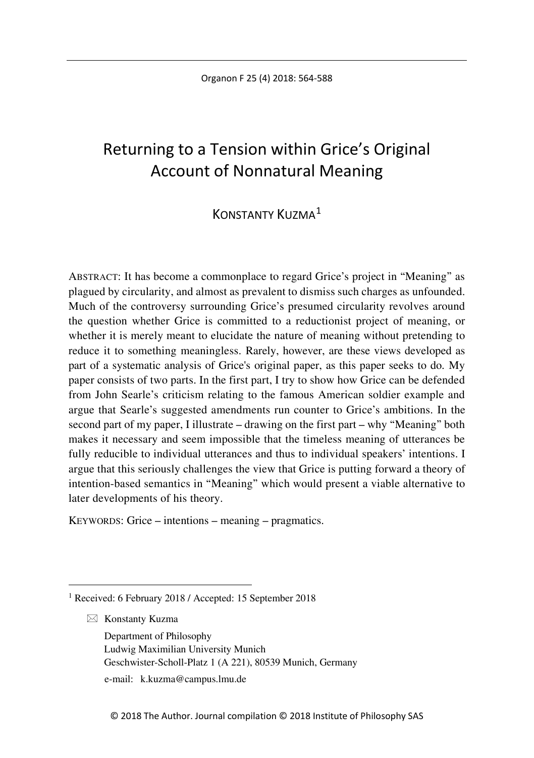# Returning to a Tension within Grice's Original Account of Nonnatural Meaning

KONSTANTY KUZMA[1]

ABSTRACT: It has become a commonplace to regard Grice's project in "Meaning" as plagued by circularity, and almost as prevalent to dismiss such charges as unfounded. Much of the controversy surrounding Grice's presumed circularity revolves around the question whether Grice is committed to a reductionist project of meaning, or whether it is merely meant to elucidate the nature of meaning without pretending to reduce it to something meaningless. Rarely, however, are these views developed as part of a systematic analysis of Grice's original paper, as this paper seeks to do. My paper consists of two parts. In the first part, I try to show how Grice can be defended from John Searle's criticism relating to the famous American soldier example and argue that Searle's suggested amendments run counter to Grice's ambitions. In the second part of my paper, I illustrate – drawing on the first part – why "Meaning" both makes it necessary and seem impossible that the timeless meaning of utterances be fully reducible to individual utterances and thus to individual speakers' intentions. I argue that this seriously challenges the view that Grice is putting forward a theory of intention-based semantics in "Meaning" which would present a viable alternative to later developments of his theory.

KEYWORDS: Grice – intentions – meaning – pragmatics.

---

[1] Received: 6 February 2018 / Accepted: 15 September 2018

✉ Konstanty Kuzma
Department of Philosophy
Ludwig Maximilian University Munich
Geschwister-Scholl-Platz 1 (A 221), 80539 Munich, Germany
e-mail: k.kuzma@campus.lmu.de

© 2018 The Author. Journal compilation © 2018 Institute of Philosophy SAS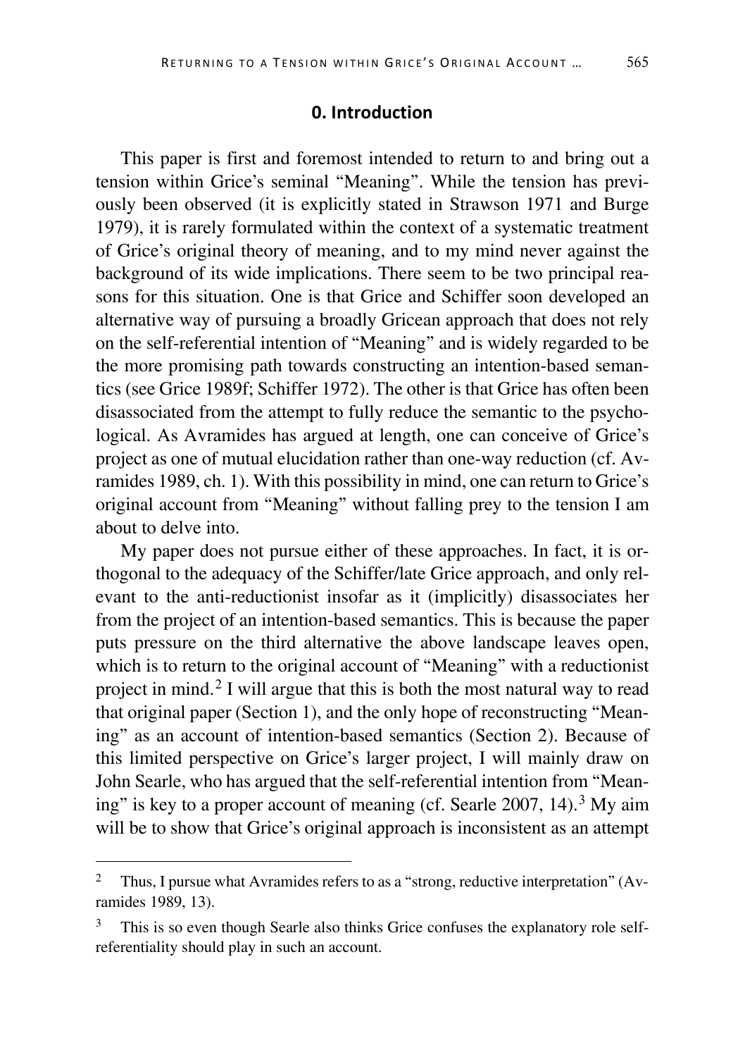## 0. Introduction

This paper is first and foremost intended to return to and bring out a tension within Grice's seminal "Meaning". While the tension has previously been observed (it is explicitly stated in Strawson 1971 and Burge 1979), it is rarely formulated within the context of a systematic treatment of Grice's original theory of meaning, and to my mind never against the background of its wide implications. There seem to be two principal reasons for this situation. One is that Grice and Schiffer soon developed an alternative way of pursuing a broadly Gricean approach that does not rely on the self-referential intention of "Meaning" and is widely regarded to be the more promising path towards constructing an intention-based semantics (see Grice 1989f; Schiffer 1972). The other is that Grice has often been disassociated from the attempt to fully reduce the semantic to the psychological. As Avramides has argued at length, one can conceive of Grice's project as one of mutual elucidation rather than one-way reduction (cf. Avramides 1989, ch. 1). With this possibility in mind, one can return to Grice's original account from "Meaning" without falling prey to the tension I am about to delve into.

My paper does not pursue either of these approaches. In fact, it is orthogonal to the adequacy of the Schiffer/late Grice approach, and only relevant to the anti-reductionist insofar as it (implicitly) disassociates her from the project of an intention-based semantics. This is because the paper puts pressure on the third alternative the above landscape leaves open, which is to return to the original account of "Meaning" with a reductionist project in mind.[2] I will argue that this is both the most natural way to read that original paper (Section 1), and the only hope of reconstructing "Meaning" as an account of intention-based semantics (Section 2). Because of this limited perspective on Grice's larger project, I will mainly draw on John Searle, who has argued that the self-referential intention from "Meaning" is key to a proper account of meaning (cf. Searle 2007, 14).[3] My aim will be to show that Grice's original approach is inconsistent as an attempt

[2] Thus, I pursue what Avramides refers to as a "strong, reductive interpretation" (Avramides 1989, 13).

[3] This is so even though Searle also thinks Grice confuses the explanatory role self-referentiality should play in such an account.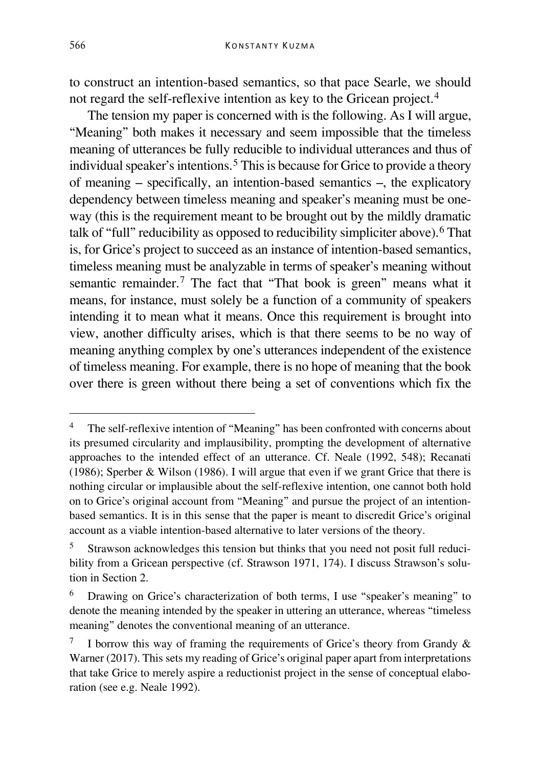to construct an intention-based semantics, so that pace Searle, we should not regard the self-reflexive intention as key to the Gricean project.[4]

The tension my paper is concerned with is the following. As I will argue, "Meaning" both makes it necessary and seem impossible that the timeless meaning of utterances be fully reducible to individual utterances and thus of individual speaker's intentions.[5] This is because for Grice to provide a theory of meaning – specifically, an intention-based semantics –, the explicatory dependency between timeless meaning and speaker's meaning must be one-way (this is the requirement meant to be brought out by the mildly dramatic talk of "full" reducibility as opposed to reducibility simpliciter above).[6] That is, for Grice's project to succeed as an instance of intention-based semantics, timeless meaning must be analyzable in terms of speaker's meaning without semantic remainder.[7] The fact that "That book is green" means what it means, for instance, must solely be a function of a community of speakers intending it to mean what it means. Once this requirement is brought into view, another difficulty arises, which is that there seems to be no way of meaning anything complex by one's utterances independent of the existence of timeless meaning. For example, there is no hope of meaning that the book over there is green without there being a set of conventions which fix the

---

[4] The self-reflexive intention of "Meaning" has been confronted with concerns about its presumed circularity and implausibility, prompting the development of alternative approaches to the intended effect of an utterance. Cf. Neale (1992, 548); Recanati (1986); Sperber & Wilson (1986). I will argue that even if we grant Grice that there is nothing circular or implausible about the self-reflexive intention, one cannot both hold on to Grice's original account from "Meaning" and pursue the project of an intention-based semantics. It is in this sense that the paper is meant to discredit Grice's original account as a viable intention-based alternative to later versions of the theory.

[5] Strawson acknowledges this tension but thinks that you need not posit full reducibility from a Gricean perspective (cf. Strawson 1971, 174). I discuss Strawson's solution in Section 2.

[6] Drawing on Grice's characterization of both terms, I use "speaker's meaning" to denote the meaning intended by the speaker in uttering an utterance, whereas "timeless meaning" denotes the conventional meaning of an utterance.

[7] I borrow this way of framing the requirements of Grice's theory from Grandy & Warner (2017). This sets my reading of Grice's original paper apart from interpretations that take Grice to merely aspire a reductionist project in the sense of conceptual elaboration (see e.g. Neale 1992).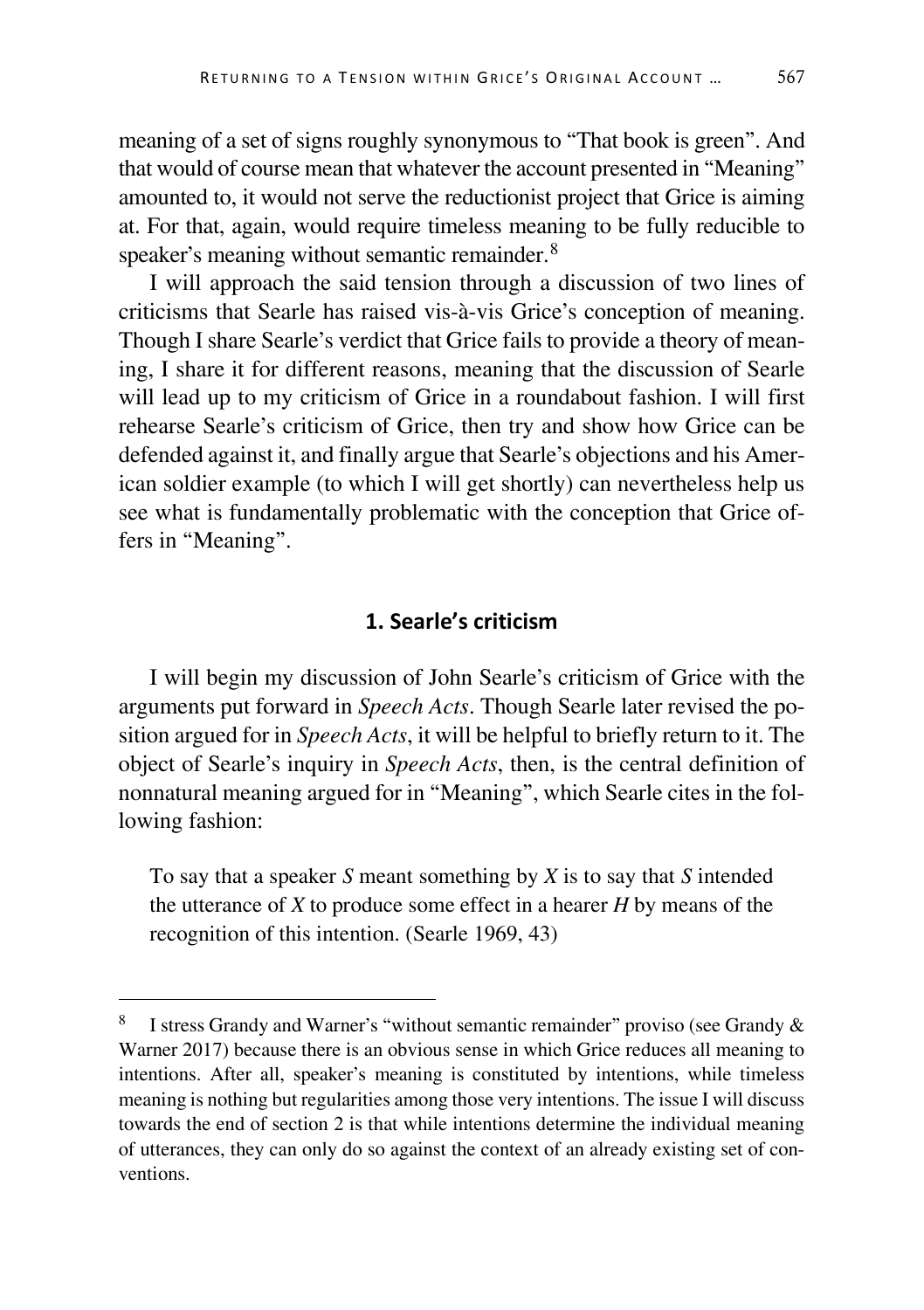meaning of a set of signs roughly synonymous to "That book is green". And that would of course mean that whatever the account presented in "Meaning" amounted to, it would not serve the reductionist project that Grice is aiming at. For that, again, would require timeless meaning to be fully reducible to speaker's meaning without semantic remainder.[8]

I will approach the said tension through a discussion of two lines of criticisms that Searle has raised vis-à-vis Grice's conception of meaning. Though I share Searle's verdict that Grice fails to provide a theory of meaning, I share it for different reasons, meaning that the discussion of Searle will lead up to my criticism of Grice in a roundabout fashion. I will first rehearse Searle's criticism of Grice, then try and show how Grice can be defended against it, and finally argue that Searle's objections and his American soldier example (to which I will get shortly) can nevertheless help us see what is fundamentally problematic with the conception that Grice offers in "Meaning".

## 1. Searle's criticism

I will begin my discussion of John Searle's criticism of Grice with the arguments put forward in *Speech Acts*. Though Searle later revised the position argued for in *Speech Acts*, it will be helpful to briefly return to it. The object of Searle's inquiry in *Speech Acts*, then, is the central definition of nonnatural meaning argued for in "Meaning", which Searle cites in the following fashion:

> To say that a speaker *S* meant something by *X* is to say that *S* intended the utterance of *X* to produce some effect in a hearer *H* by means of the recognition of this intention. (Searle 1969, 43)

---

[8] I stress Grandy and Warner's "without semantic remainder" proviso (see Grandy & Warner 2017) because there is an obvious sense in which Grice reduces all meaning to intentions. After all, speaker's meaning is constituted by intentions, while timeless meaning is nothing but regularities among those very intentions. The issue I will discuss towards the end of section 2 is that while intentions determine the individual meaning of utterances, they can only do so against the context of an already existing set of conventions.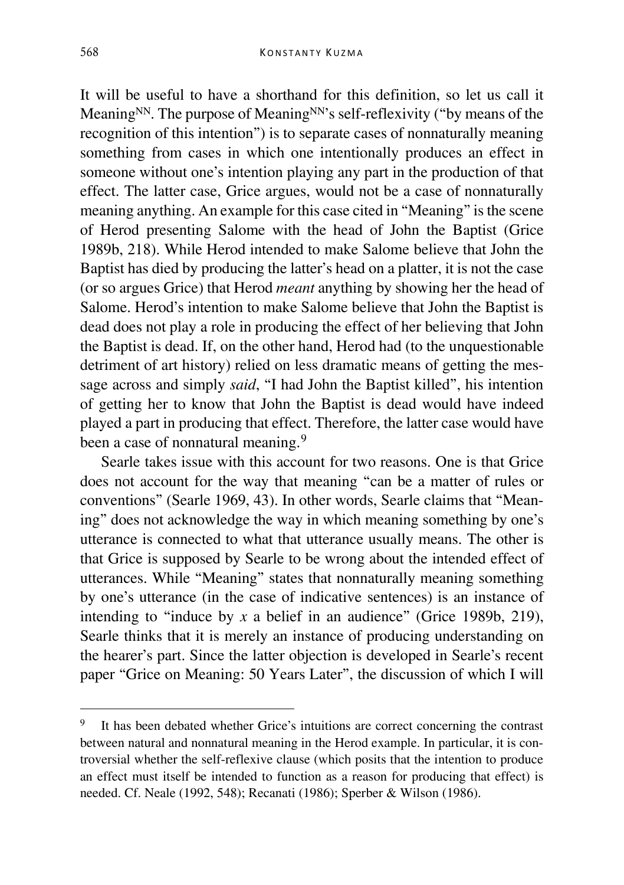It will be useful to have a shorthand for this definition, so let us call it Meaning$^{NN}$. The purpose of Meaning$^{NN}$'s self-reflexivity ("by means of the recognition of this intention") is to separate cases of nonnaturally meaning something from cases in which one intentionally produces an effect in someone without one's intention playing any part in the production of that effect. The latter case, Grice argues, would not be a case of nonnaturally meaning anything. An example for this case cited in "Meaning" is the scene of Herod presenting Salome with the head of John the Baptist (Grice 1989b, 218). While Herod intended to make Salome believe that John the Baptist has died by producing the latter's head on a platter, it is not the case (or so argues Grice) that Herod *meant* anything by showing her the head of Salome. Herod's intention to make Salome believe that John the Baptist is dead does not play a role in producing the effect of her believing that John the Baptist is dead. If, on the other hand, Herod had (to the unquestionable detriment of art history) relied on less dramatic means of getting the message across and simply *said*, "I had John the Baptist killed", his intention of getting her to know that John the Baptist is dead would have indeed played a part in producing that effect. Therefore, the latter case would have been a case of nonnatural meaning.[9]

Searle takes issue with this account for two reasons. One is that Grice does not account for the way that meaning "can be a matter of rules or conventions" (Searle 1969, 43). In other words, Searle claims that "Meaning" does not acknowledge the way in which meaning something by one's utterance is connected to what that utterance usually means. The other is that Grice is supposed by Searle to be wrong about the intended effect of utterances. While "Meaning" states that nonnaturally meaning something by one's utterance (in the case of indicative sentences) is an instance of intending to "induce by *x* a belief in an audience" (Grice 1989b, 219), Searle thinks that it is merely an instance of producing understanding on the hearer's part. Since the latter objection is developed in Searle's recent paper "Grice on Meaning: 50 Years Later", the discussion of which I will

[9] It has been debated whether Grice's intuitions are correct concerning the contrast between natural and nonnatural meaning in the Herod example. In particular, it is controversial whether the self-reflexive clause (which posits that the intention to produce an effect must itself be intended to function as a reason for producing that effect) is needed. Cf. Neale (1992, 548); Recanati (1986); Sperber & Wilson (1986).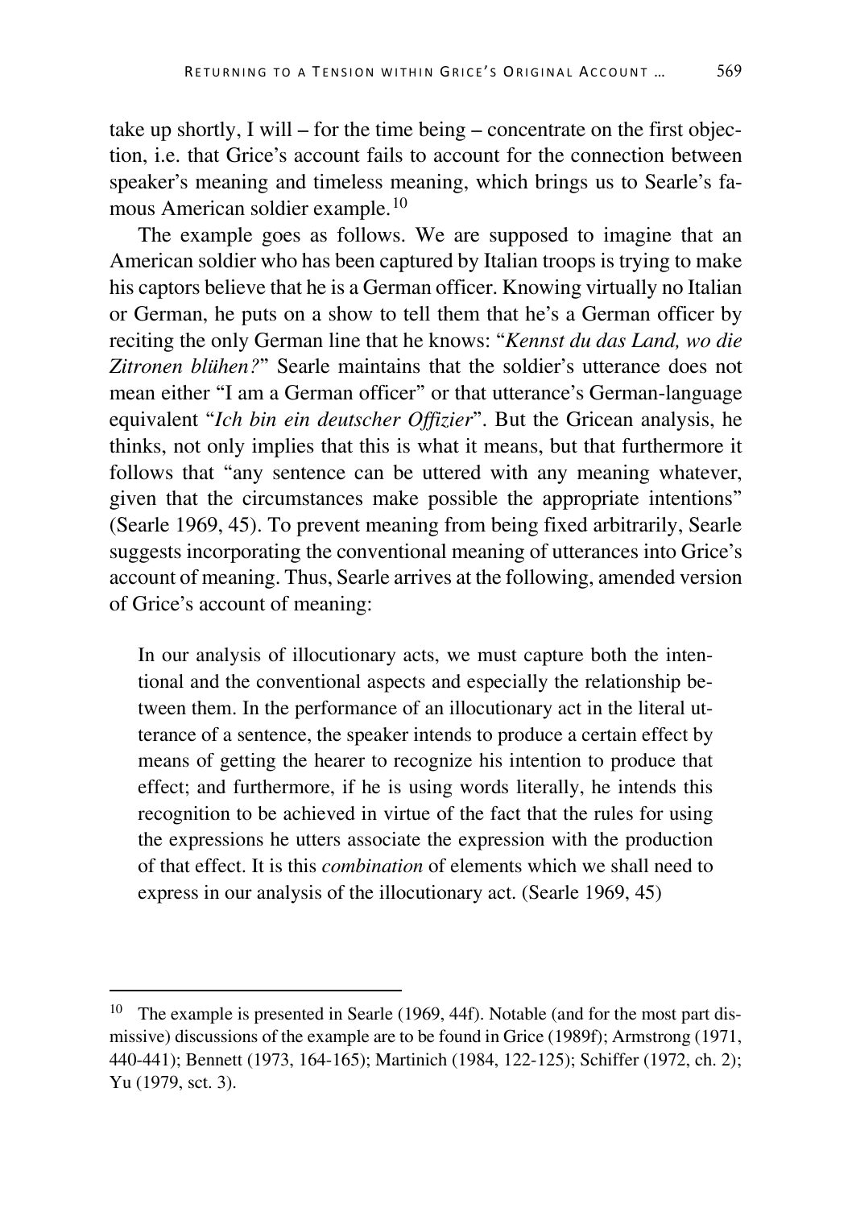take up shortly, I will – for the time being – concentrate on the first objection, i.e. that Grice's account fails to account for the connection between speaker's meaning and timeless meaning, which brings us to Searle's famous American soldier example.[10]

The example goes as follows. We are supposed to imagine that an American soldier who has been captured by Italian troops is trying to make his captors believe that he is a German officer. Knowing virtually no Italian or German, he puts on a show to tell them that he's a German officer by reciting the only German line that he knows: "*Kennst du das Land, wo die Zitronen blühen?*" Searle maintains that the soldier's utterance does not mean either "I am a German officer" or that utterance's German-language equivalent "*Ich bin ein deutscher Offizier*". But the Gricean analysis, he thinks, not only implies that this is what it means, but that furthermore it follows that "any sentence can be uttered with any meaning whatever, given that the circumstances make possible the appropriate intentions" (Searle 1969, 45). To prevent meaning from being fixed arbitrarily, Searle suggests incorporating the conventional meaning of utterances into Grice's account of meaning. Thus, Searle arrives at the following, amended version of Grice's account of meaning:

> In our analysis of illocutionary acts, we must capture both the intentional and the conventional aspects and especially the relationship between them. In the performance of an illocutionary act in the literal utterance of a sentence, the speaker intends to produce a certain effect by means of getting the hearer to recognize his intention to produce that effect; and furthermore, if he is using words literally, he intends this recognition to be achieved in virtue of the fact that the rules for using the expressions he utters associate the expression with the production of that effect. It is this *combination* of elements which we shall need to express in our analysis of the illocutionary act. (Searle 1969, 45)

---

[10] The example is presented in Searle (1969, 44f). Notable (and for the most part dismissive) discussions of the example are to be found in Grice (1989f); Armstrong (1971, 440-441); Bennett (1973, 164-165); Martinich (1984, 122-125); Schiffer (1972, ch. 2); Yu (1979, sct. 3).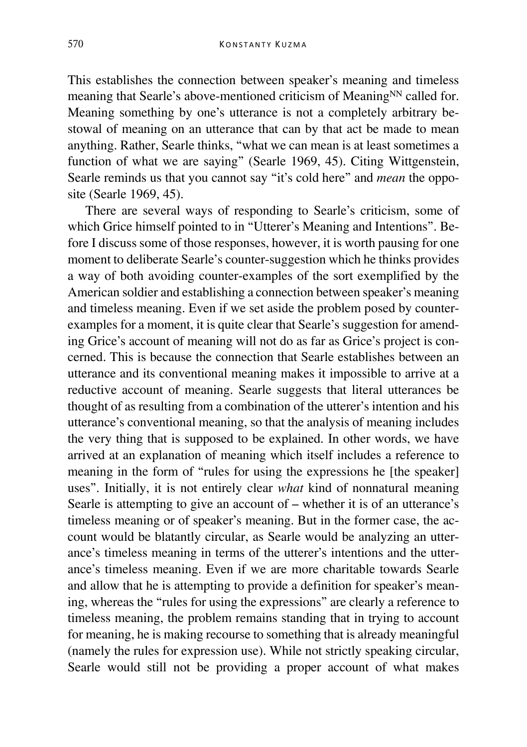This establishes the connection between speaker's meaning and timeless meaning that Searle's above-mentioned criticism of Meaning$^{NN}$ called for. Meaning something by one's utterance is not a completely arbitrary bestowal of meaning on an utterance that can by that act be made to mean anything. Rather, Searle thinks, "what we can mean is at least sometimes a function of what we are saying" (Searle 1969, 45). Citing Wittgenstein, Searle reminds us that you cannot say "it's cold here" and *mean* the opposite (Searle 1969, 45).

There are several ways of responding to Searle's criticism, some of which Grice himself pointed to in "Utterer's Meaning and Intentions". Before I discuss some of those responses, however, it is worth pausing for one moment to deliberate Searle's counter-suggestion which he thinks provides a way of both avoiding counter-examples of the sort exemplified by the American soldier and establishing a connection between speaker's meaning and timeless meaning. Even if we set aside the problem posed by counter-examples for a moment, it is quite clear that Searle's suggestion for amending Grice's account of meaning will not do as far as Grice's project is concerned. This is because the connection that Searle establishes between an utterance and its conventional meaning makes it impossible to arrive at a reductive account of meaning. Searle suggests that literal utterances be thought of as resulting from a combination of the utterer's intention and his utterance's conventional meaning, so that the analysis of meaning includes the very thing that is supposed to be explained. In other words, we have arrived at an explanation of meaning which itself includes a reference to meaning in the form of "rules for using the expressions he [the speaker] uses". Initially, it is not entirely clear *what* kind of nonnatural meaning Searle is attempting to give an account of – whether it is of an utterance's timeless meaning or of speaker's meaning. But in the former case, the account would be blatantly circular, as Searle would be analyzing an utterance's timeless meaning in terms of the utterer's intentions and the utterance's timeless meaning. Even if we are more charitable towards Searle and allow that he is attempting to provide a definition for speaker's meaning, whereas the "rules for using the expressions" are clearly a reference to timeless meaning, the problem remains standing that in trying to account for meaning, he is making recourse to something that is already meaningful (namely the rules for expression use). While not strictly speaking circular, Searle would still not be providing a proper account of what makes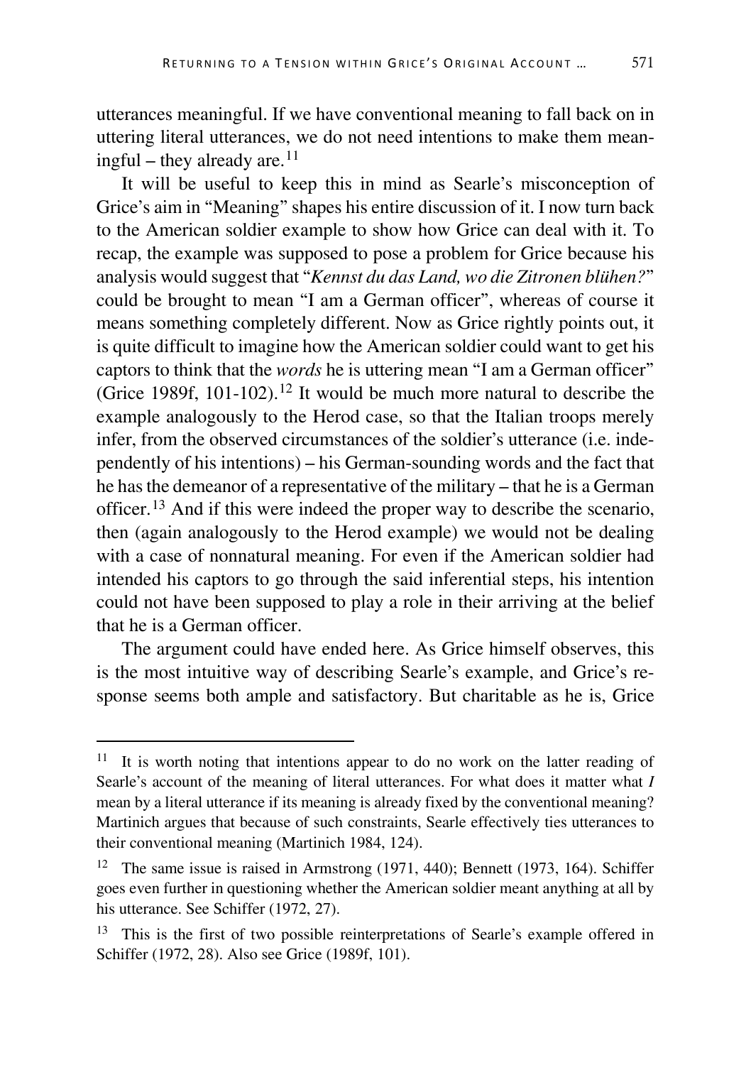utterances meaningful. If we have conventional meaning to fall back on in uttering literal utterances, we do not need intentions to make them meaningful – they already are.[11]

It will be useful to keep this in mind as Searle's misconception of Grice's aim in "Meaning" shapes his entire discussion of it. I now turn back to the American soldier example to show how Grice can deal with it. To recap, the example was supposed to pose a problem for Grice because his analysis would suggest that "*Kennst du das Land, wo die Zitronen blühen?*" could be brought to mean "I am a German officer", whereas of course it means something completely different. Now as Grice rightly points out, it is quite difficult to imagine how the American soldier could want to get his captors to think that the *words* he is uttering mean "I am a German officer" (Grice 1989f, 101-102).[12] It would be much more natural to describe the example analogously to the Herod case, so that the Italian troops merely infer, from the observed circumstances of the soldier's utterance (i.e. independently of his intentions) – his German-sounding words and the fact that he has the demeanor of a representative of the military – that he is a German officer.[13] And if this were indeed the proper way to describe the scenario, then (again analogously to the Herod example) we would not be dealing with a case of nonnatural meaning. For even if the American soldier had intended his captors to go through the said inferential steps, his intention could not have been supposed to play a role in their arriving at the belief that he is a German officer.

The argument could have ended here. As Grice himself observes, this is the most intuitive way of describing Searle's example, and Grice's response seems both ample and satisfactory. But charitable as he is, Grice

---

[11] It is worth noting that intentions appear to do no work on the latter reading of Searle's account of the meaning of literal utterances. For what does it matter what *I* mean by a literal utterance if its meaning is already fixed by the conventional meaning? Martinich argues that because of such constraints, Searle effectively ties utterances to their conventional meaning (Martinich 1984, 124).

[12] The same issue is raised in Armstrong (1971, 440); Bennett (1973, 164). Schiffer goes even further in questioning whether the American soldier meant anything at all by his utterance. See Schiffer (1972, 27).

[13] This is the first of two possible reinterpretations of Searle's example offered in Schiffer (1972, 28). Also see Grice (1989f, 101).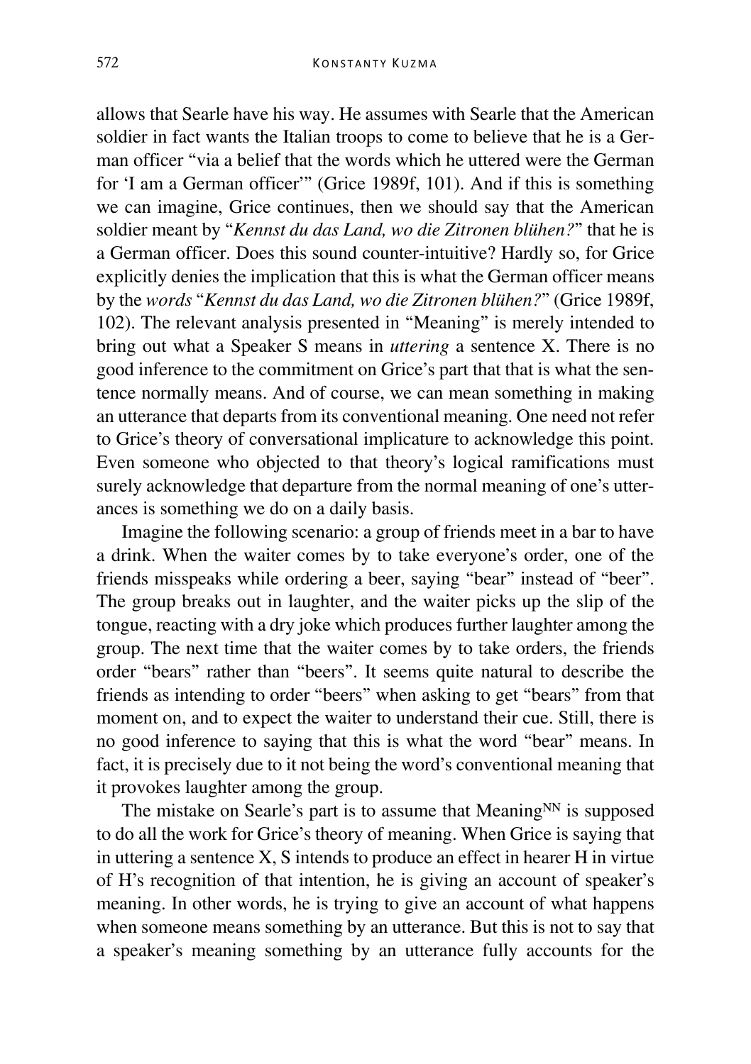allows that Searle have his way. He assumes with Searle that the American soldier in fact wants the Italian troops to come to believe that he is a German officer "via a belief that the words which he uttered were the German for 'I am a German officer'" (Grice 1989f, 101). And if this is something we can imagine, Grice continues, then we should say that the American soldier meant by "*Kennst du das Land, wo die Zitronen blühen?*" that he is a German officer. Does this sound counter-intuitive? Hardly so, for Grice explicitly denies the implication that this is what the German officer means by the *words* "*Kennst du das Land, wo die Zitronen blühen?*" (Grice 1989f, 102). The relevant analysis presented in "Meaning" is merely intended to bring out what a Speaker S means in *uttering* a sentence X. There is no good inference to the commitment on Grice's part that that is what the sentence normally means. And of course, we can mean something in making an utterance that departs from its conventional meaning. One need not refer to Grice's theory of conversational implicature to acknowledge this point. Even someone who objected to that theory's logical ramifications must surely acknowledge that departure from the normal meaning of one's utterances is something we do on a daily basis.

Imagine the following scenario: a group of friends meet in a bar to have a drink. When the waiter comes by to take everyone's order, one of the friends misspeaks while ordering a beer, saying "bear" instead of "beer". The group breaks out in laughter, and the waiter picks up the slip of the tongue, reacting with a dry joke which produces further laughter among the group. The next time that the waiter comes by to take orders, the friends order "bears" rather than "beers". It seems quite natural to describe the friends as intending to order "beers" when asking to get "bears" from that moment on, and to expect the waiter to understand their cue. Still, there is no good inference to saying that this is what the word "bear" means. In fact, it is precisely due to it not being the word's conventional meaning that it provokes laughter among the group.

The mistake on Searle's part is to assume that Meaning$^{NN}$ is supposed to do all the work for Grice's theory of meaning. When Grice is saying that in uttering a sentence X, S intends to produce an effect in hearer H in virtue of H's recognition of that intention, he is giving an account of speaker's meaning. In other words, he is trying to give an account of what happens when someone means something by an utterance. But this is not to say that a speaker's meaning something by an utterance fully accounts for the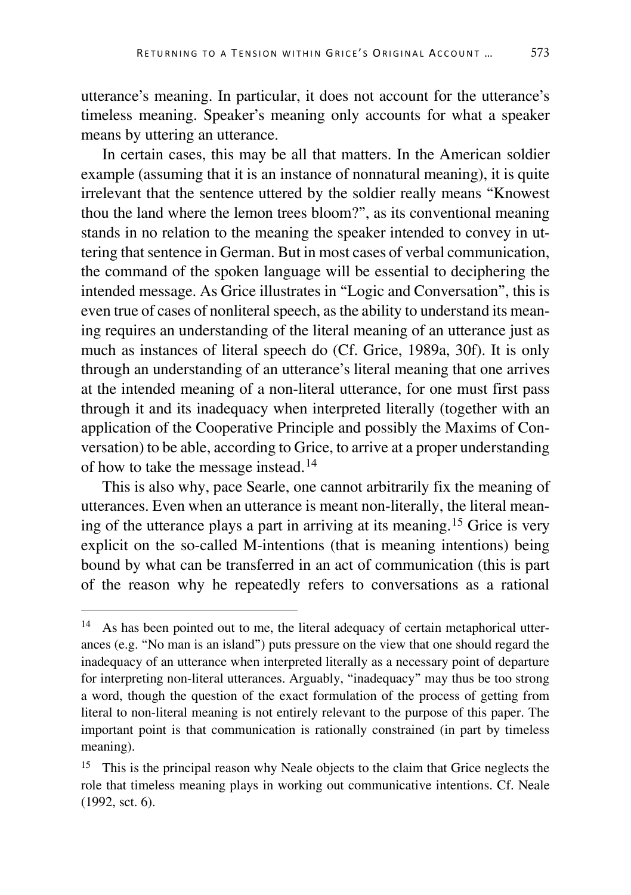utterance's meaning. In particular, it does not account for the utterance's timeless meaning. Speaker's meaning only accounts for what a speaker means by uttering an utterance.

In certain cases, this may be all that matters. In the American soldier example (assuming that it is an instance of nonnatural meaning), it is quite irrelevant that the sentence uttered by the soldier really means "Knowest thou the land where the lemon trees bloom?", as its conventional meaning stands in no relation to the meaning the speaker intended to convey in uttering that sentence in German. But in most cases of verbal communication, the command of the spoken language will be essential to deciphering the intended message. As Grice illustrates in "Logic and Conversation", this is even true of cases of nonliteral speech, as the ability to understand its meaning requires an understanding of the literal meaning of an utterance just as much as instances of literal speech do (Cf. Grice, 1989a, 30f). It is only through an understanding of an utterance's literal meaning that one arrives at the intended meaning of a non-literal utterance, for one must first pass through it and its inadequacy when interpreted literally (together with an application of the Cooperative Principle and possibly the Maxims of Conversation) to be able, according to Grice, to arrive at a proper understanding of how to take the message instead.[14]

This is also why, pace Searle, one cannot arbitrarily fix the meaning of utterances. Even when an utterance is meant non-literally, the literal meaning of the utterance plays a part in arriving at its meaning.[15] Grice is very explicit on the so-called M-intentions (that is meaning intentions) being bound by what can be transferred in an act of communication (this is part of the reason why he repeatedly refers to conversations as a rational

---

[14] As has been pointed out to me, the literal adequacy of certain metaphorical utterances (e.g. "No man is an island") puts pressure on the view that one should regard the inadequacy of an utterance when interpreted literally as a necessary point of departure for interpreting non-literal utterances. Arguably, "inadequacy" may thus be too strong a word, though the question of the exact formulation of the process of getting from literal to non-literal meaning is not entirely relevant to the purpose of this paper. The important point is that communication is rationally constrained (in part by timeless meaning).

[15] This is the principal reason why Neale objects to the claim that Grice neglects the role that timeless meaning plays in working out communicative intentions. Cf. Neale (1992, sct. 6).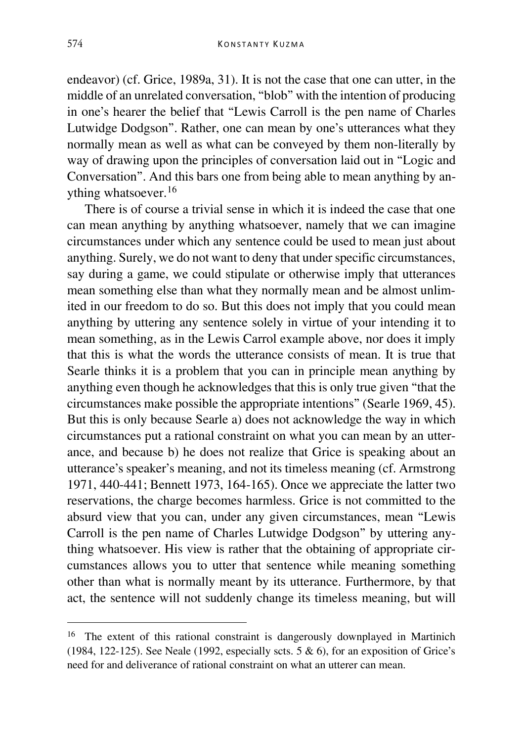endeavor) (cf. Grice, 1989a, 31). It is not the case that one can utter, in the middle of an unrelated conversation, "blob" with the intention of producing in one's hearer the belief that "Lewis Carroll is the pen name of Charles Lutwidge Dodgson". Rather, one can mean by one's utterances what they normally mean as well as what can be conveyed by them non-literally by way of drawing upon the principles of conversation laid out in "Logic and Conversation". And this bars one from being able to mean anything by anything whatsoever.[16]

There is of course a trivial sense in which it is indeed the case that one can mean anything by anything whatsoever, namely that we can imagine circumstances under which any sentence could be used to mean just about anything. Surely, we do not want to deny that under specific circumstances, say during a game, we could stipulate or otherwise imply that utterances mean something else than what they normally mean and be almost unlimited in our freedom to do so. But this does not imply that you could mean anything by uttering any sentence solely in virtue of your intending it to mean something, as in the Lewis Carrol example above, nor does it imply that this is what the words the utterance consists of mean. It is true that Searle thinks it is a problem that you can in principle mean anything by anything even though he acknowledges that this is only true given "that the circumstances make possible the appropriate intentions" (Searle 1969, 45). But this is only because Searle a) does not acknowledge the way in which circumstances put a rational constraint on what you can mean by an utterance, and because b) he does not realize that Grice is speaking about an utterance's speaker's meaning, and not its timeless meaning (cf. Armstrong 1971, 440-441; Bennett 1973, 164-165). Once we appreciate the latter two reservations, the charge becomes harmless. Grice is not committed to the absurd view that you can, under any given circumstances, mean "Lewis Carroll is the pen name of Charles Lutwidge Dodgson" by uttering anything whatsoever. His view is rather that the obtaining of appropriate circumstances allows you to utter that sentence while meaning something other than what is normally meant by its utterance. Furthermore, by that act, the sentence will not suddenly change its timeless meaning, but will

---

[16] The extent of this rational constraint is dangerously downplayed in Martinich (1984, 122-125). See Neale (1992, especially scts. 5 & 6), for an exposition of Grice's need for and deliverance of rational constraint on what an utterer can mean.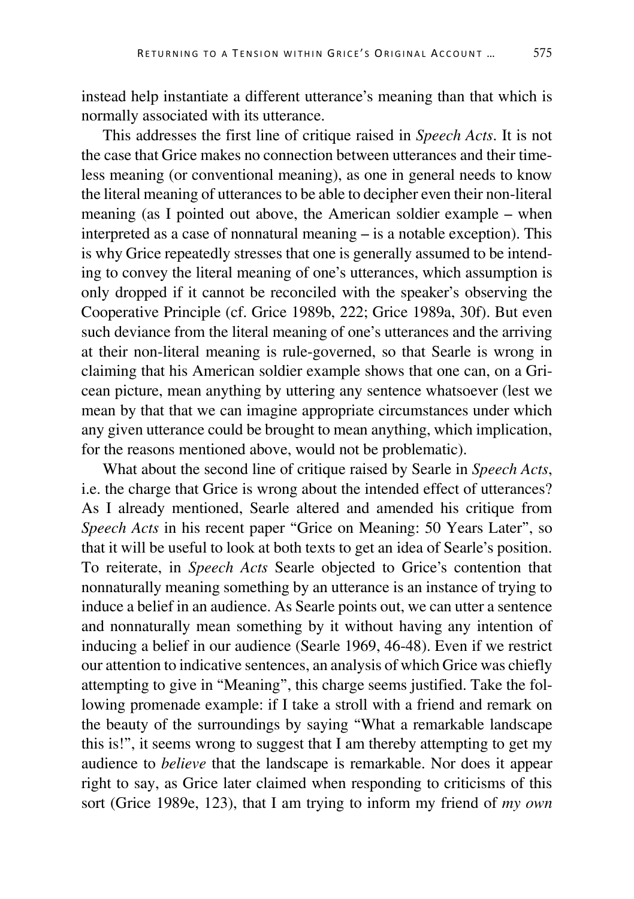instead help instantiate a different utterance's meaning than that which is normally associated with its utterance.

This addresses the first line of critique raised in *Speech Acts*. It is not the case that Grice makes no connection between utterances and their timeless meaning (or conventional meaning), as one in general needs to know the literal meaning of utterances to be able to decipher even their non-literal meaning (as I pointed out above, the American soldier example – when interpreted as a case of nonnatural meaning – is a notable exception). This is why Grice repeatedly stresses that one is generally assumed to be intending to convey the literal meaning of one's utterances, which assumption is only dropped if it cannot be reconciled with the speaker's observing the Cooperative Principle (cf. Grice 1989b, 222; Grice 1989a, 30f). But even such deviance from the literal meaning of one's utterances and the arriving at their non-literal meaning is rule-governed, so that Searle is wrong in claiming that his American soldier example shows that one can, on a Gricean picture, mean anything by uttering any sentence whatsoever (lest we mean by that that we can imagine appropriate circumstances under which any given utterance could be brought to mean anything, which implication, for the reasons mentioned above, would not be problematic).

What about the second line of critique raised by Searle in *Speech Acts*, i.e. the charge that Grice is wrong about the intended effect of utterances? As I already mentioned, Searle altered and amended his critique from *Speech Acts* in his recent paper "Grice on Meaning: 50 Years Later", so that it will be useful to look at both texts to get an idea of Searle's position. To reiterate, in *Speech Acts* Searle objected to Grice's contention that nonnaturally meaning something by an utterance is an instance of trying to induce a belief in an audience. As Searle points out, we can utter a sentence and nonnaturally mean something by it without having any intention of inducing a belief in our audience (Searle 1969, 46-48). Even if we restrict our attention to indicative sentences, an analysis of which Grice was chiefly attempting to give in "Meaning", this charge seems justified. Take the following promenade example: if I take a stroll with a friend and remark on the beauty of the surroundings by saying "What a remarkable landscape this is!", it seems wrong to suggest that I am thereby attempting to get my audience to *believe* that the landscape is remarkable. Nor does it appear right to say, as Grice later claimed when responding to criticisms of this sort (Grice 1989e, 123), that I am trying to inform my friend of *my own*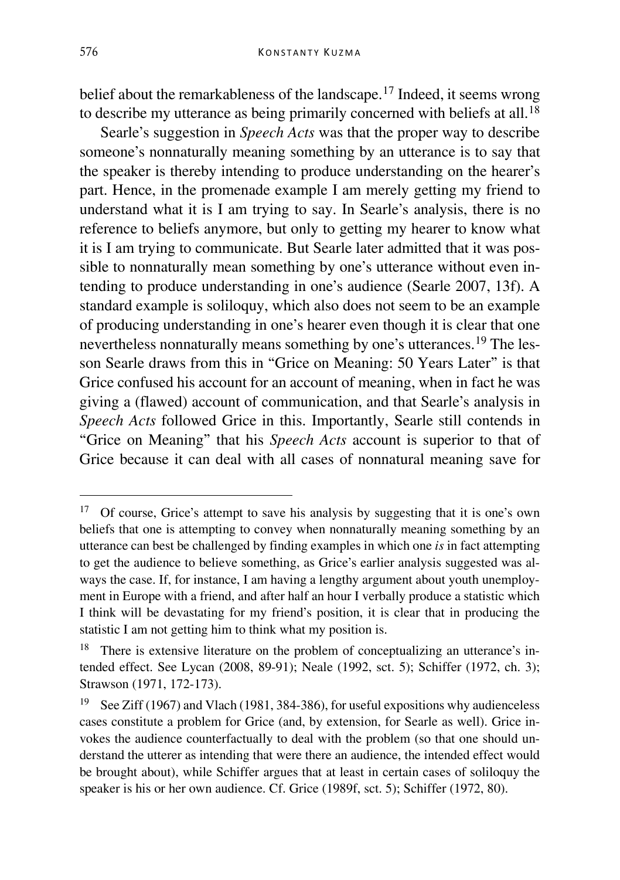belief about the remarkableness of the landscape.[17] Indeed, it seems wrong to describe my utterance as being primarily concerned with beliefs at all.[18]

Searle's suggestion in *Speech Acts* was that the proper way to describe someone's nonnaturally meaning something by an utterance is to say that the speaker is thereby intending to produce understanding on the hearer's part. Hence, in the promenade example I am merely getting my friend to understand what it is I am trying to say. In Searle's analysis, there is no reference to beliefs anymore, but only to getting my hearer to know what it is I am trying to communicate. But Searle later admitted that it was possible to nonnaturally mean something by one's utterance without even intending to produce understanding in one's audience (Searle 2007, 13f). A standard example is soliloquy, which also does not seem to be an example of producing understanding in one's hearer even though it is clear that one nevertheless nonnaturally means something by one's utterances.[19] The lesson Searle draws from this in "Grice on Meaning: 50 Years Later" is that Grice confused his account for an account of meaning, when in fact he was giving a (flawed) account of communication, and that Searle's analysis in *Speech Acts* followed Grice in this. Importantly, Searle still contends in "Grice on Meaning" that his *Speech Acts* account is superior to that of Grice because it can deal with all cases of nonnatural meaning save for

---

[17] Of course, Grice's attempt to save his analysis by suggesting that it is one's own beliefs that one is attempting to convey when nonnaturally meaning something by an utterance can best be challenged by finding examples in which one *is* in fact attempting to get the audience to believe something, as Grice's earlier analysis suggested was always the case. If, for instance, I am having a lengthy argument about youth unemployment in Europe with a friend, and after half an hour I verbally produce a statistic which I think will be devastating for my friend's position, it is clear that in producing the statistic I am not getting him to think what my position is.

[18] There is extensive literature on the problem of conceptualizing an utterance's intended effect. See Lycan (2008, 89-91); Neale (1992, sct. 5); Schiffer (1972, ch. 3); Strawson (1971, 172-173).

[19] See Ziff (1967) and Vlach (1981, 384-386), for useful expositions why audienceless cases constitute a problem for Grice (and, by extension, for Searle as well). Grice invokes the audience counterfactually to deal with the problem (so that one should understand the utterer as intending that were there an audience, the intended effect would be brought about), while Schiffer argues that at least in certain cases of soliloquy the speaker is his or her own audience. Cf. Grice (1989f, sct. 5); Schiffer (1972, 80).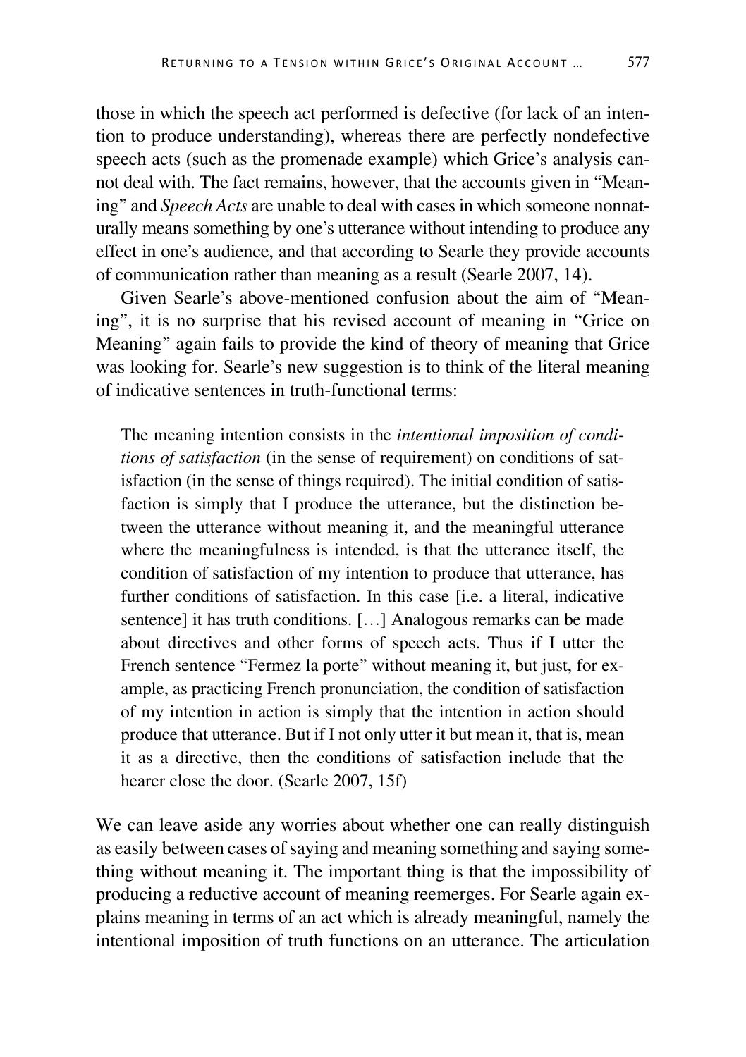those in which the speech act performed is defective (for lack of an intention to produce understanding), whereas there are perfectly nondefective speech acts (such as the promenade example) which Grice's analysis cannot deal with. The fact remains, however, that the accounts given in "Meaning" and *Speech Acts* are unable to deal with cases in which someone nonnaturally means something by one's utterance without intending to produce any effect in one's audience, and that according to Searle they provide accounts of communication rather than meaning as a result (Searle 2007, 14).

Given Searle's above-mentioned confusion about the aim of "Meaning", it is no surprise that his revised account of meaning in "Grice on Meaning" again fails to provide the kind of theory of meaning that Grice was looking for. Searle's new suggestion is to think of the literal meaning of indicative sentences in truth-functional terms:

> The meaning intention consists in the *intentional imposition of conditions of satisfaction* (in the sense of requirement) on conditions of satisfaction (in the sense of things required). The initial condition of satisfaction is simply that I produce the utterance, but the distinction between the utterance without meaning it, and the meaningful utterance where the meaningfulness is intended, is that the utterance itself, the condition of satisfaction of my intention to produce that utterance, has further conditions of satisfaction. In this case [i.e. a literal, indicative sentence] it has truth conditions. […] Analogous remarks can be made about directives and other forms of speech acts. Thus if I utter the French sentence "Fermez la porte" without meaning it, but just, for example, as practicing French pronunciation, the condition of satisfaction of my intention in action is simply that the intention in action should produce that utterance. But if I not only utter it but mean it, that is, mean it as a directive, then the conditions of satisfaction include that the hearer close the door. (Searle 2007, 15f)

We can leave aside any worries about whether one can really distinguish as easily between cases of saying and meaning something and saying something without meaning it. The important thing is that the impossibility of producing a reductive account of meaning reemerges. For Searle again explains meaning in terms of an act which is already meaningful, namely the intentional imposition of truth functions on an utterance. The articulation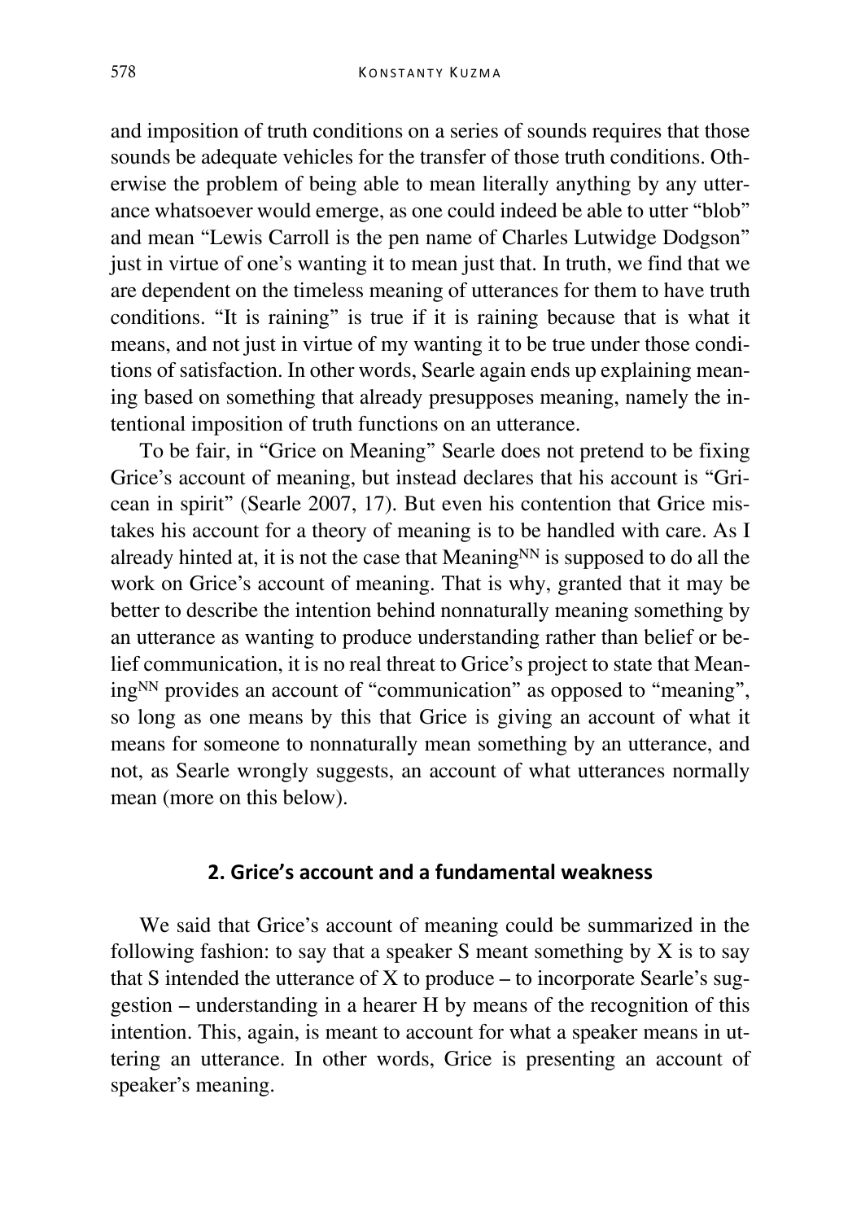and imposition of truth conditions on a series of sounds requires that those sounds be adequate vehicles for the transfer of those truth conditions. Otherwise the problem of being able to mean literally anything by any utterance whatsoever would emerge, as one could indeed be able to utter "blob" and mean "Lewis Carroll is the pen name of Charles Lutwidge Dodgson" just in virtue of one's wanting it to mean just that. In truth, we find that we are dependent on the timeless meaning of utterances for them to have truth conditions. "It is raining" is true if it is raining because that is what it means, and not just in virtue of my wanting it to be true under those conditions of satisfaction. In other words, Searle again ends up explaining meaning based on something that already presupposes meaning, namely the intentional imposition of truth functions on an utterance.

To be fair, in "Grice on Meaning" Searle does not pretend to be fixing Grice's account of meaning, but instead declares that his account is "Gricean in spirit" (Searle 2007, 17). But even his contention that Grice mistakes his account for a theory of meaning is to be handled with care. As I already hinted at, it is not the case that Meaning$^{NN}$ is supposed to do all the work on Grice's account of meaning. That is why, granted that it may be better to describe the intention behind nonnaturally meaning something by an utterance as wanting to produce understanding rather than belief or belief communication, it is no real threat to Grice's project to state that Meaning$^{NN}$ provides an account of "communication" as opposed to "meaning", so long as one means by this that Grice is giving an account of what it means for someone to nonnaturally mean something by an utterance, and not, as Searle wrongly suggests, an account of what utterances normally mean (more on this below).

## 2. Grice's account and a fundamental weakness

We said that Grice's account of meaning could be summarized in the following fashion: to say that a speaker S meant something by X is to say that S intended the utterance of X to produce – to incorporate Searle's suggestion – understanding in a hearer H by means of the recognition of this intention. This, again, is meant to account for what a speaker means in uttering an utterance. In other words, Grice is presenting an account of speaker's meaning.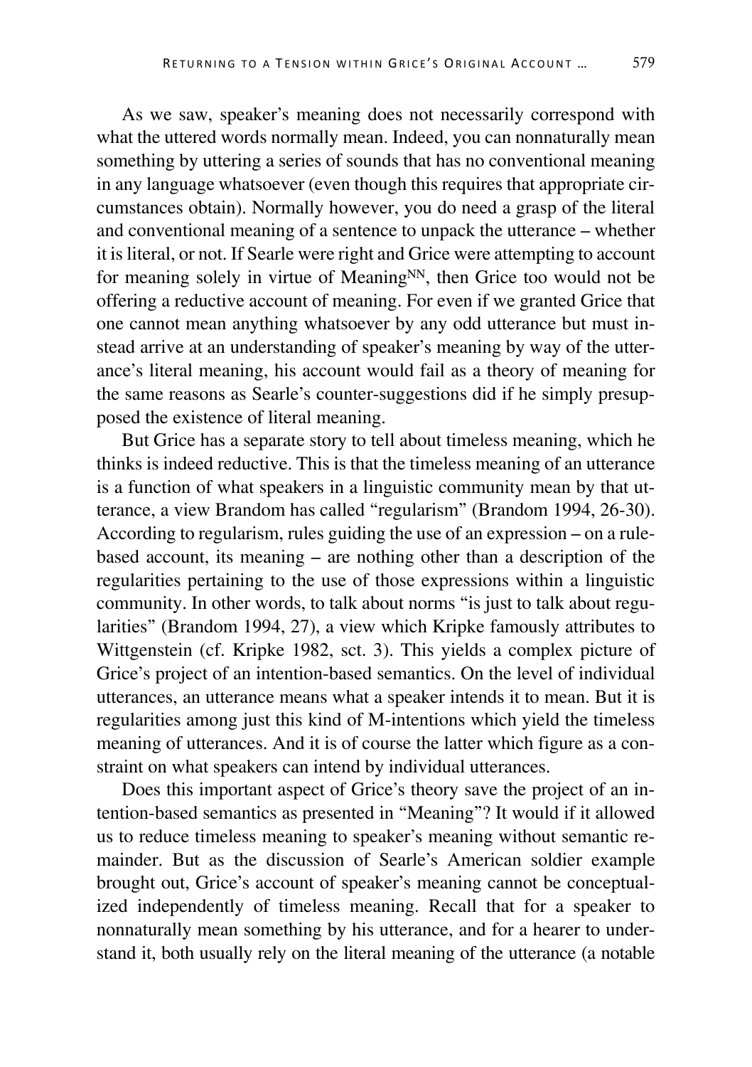As we saw, speaker's meaning does not necessarily correspond with what the uttered words normally mean. Indeed, you can nonnaturally mean something by uttering a series of sounds that has no conventional meaning in any language whatsoever (even though this requires that appropriate circumstances obtain). Normally however, you do need a grasp of the literal and conventional meaning of a sentence to unpack the utterance – whether it is literal, or not. If Searle were right and Grice were attempting to account for meaning solely in virtue of Meaning[NN], then Grice too would not be offering a reductive account of meaning. For even if we granted Grice that one cannot mean anything whatsoever by any odd utterance but must instead arrive at an understanding of speaker's meaning by way of the utterance's literal meaning, his account would fail as a theory of meaning for the same reasons as Searle's counter-suggestions did if he simply presupposed the existence of literal meaning.

But Grice has a separate story to tell about timeless meaning, which he thinks is indeed reductive. This is that the timeless meaning of an utterance is a function of what speakers in a linguistic community mean by that utterance, a view Brandom has called "regularism" (Brandom 1994, 26-30). According to regularism, rules guiding the use of an expression – on a rule-based account, its meaning – are nothing other than a description of the regularities pertaining to the use of those expressions within a linguistic community. In other words, to talk about norms "is just to talk about regularities" (Brandom 1994, 27), a view which Kripke famously attributes to Wittgenstein (cf. Kripke 1982, sct. 3). This yields a complex picture of Grice's project of an intention-based semantics. On the level of individual utterances, an utterance means what a speaker intends it to mean. But it is regularities among just this kind of M-intentions which yield the timeless meaning of utterances. And it is of course the latter which figure as a constraint on what speakers can intend by individual utterances.

Does this important aspect of Grice's theory save the project of an intention-based semantics as presented in "Meaning"? It would if it allowed us to reduce timeless meaning to speaker's meaning without semantic remainder. But as the discussion of Searle's American soldier example brought out, Grice's account of speaker's meaning cannot be conceptualized independently of timeless meaning. Recall that for a speaker to nonnaturally mean something by his utterance, and for a hearer to understand it, both usually rely on the literal meaning of the utterance (a notable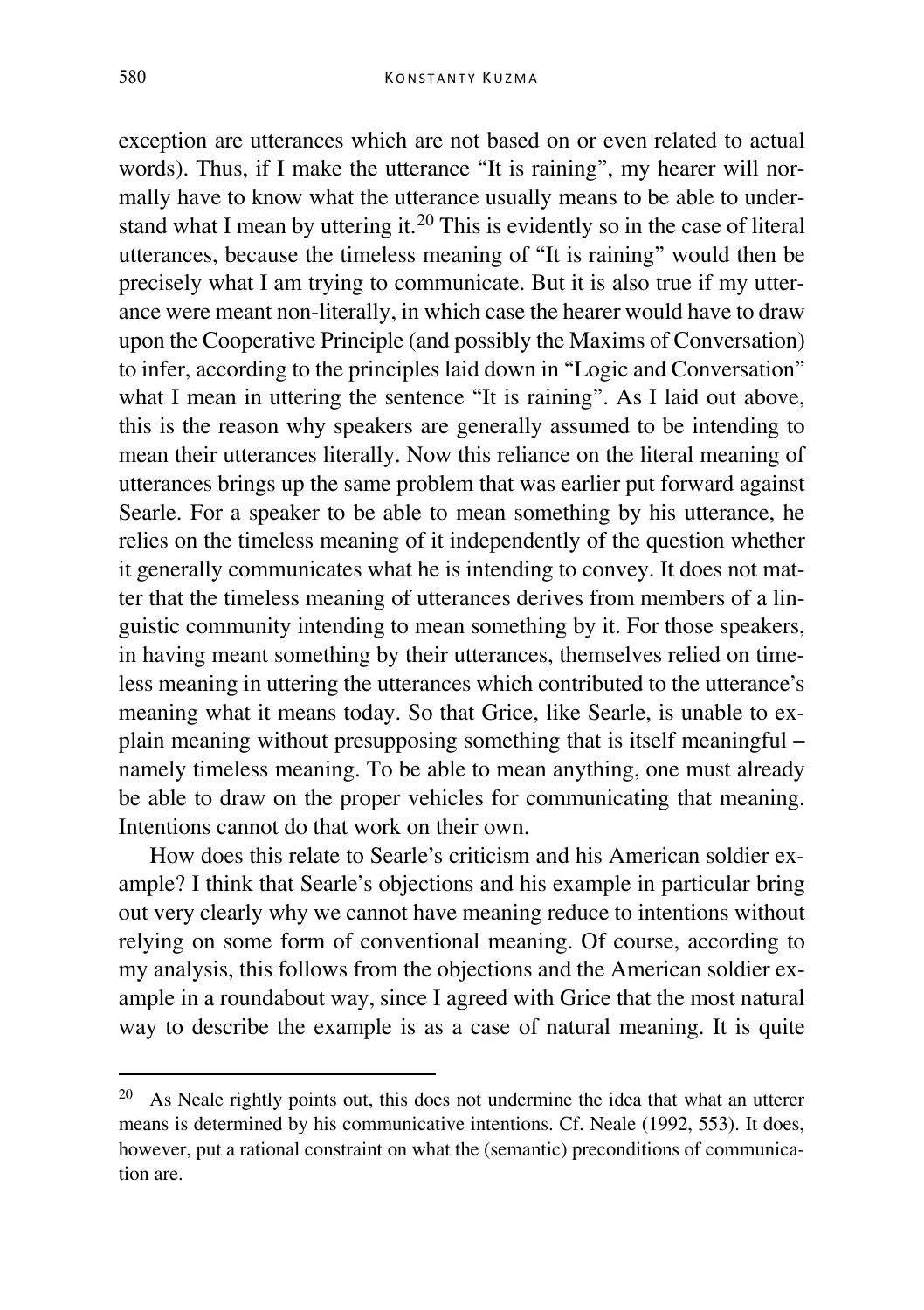exception are utterances which are not based on or even related to actual words). Thus, if I make the utterance "It is raining", my hearer will normally have to know what the utterance usually means to be able to understand what I mean by uttering it.[20] This is evidently so in the case of literal utterances, because the timeless meaning of "It is raining" would then be precisely what I am trying to communicate. But it is also true if my utterance were meant non-literally, in which case the hearer would have to draw upon the Cooperative Principle (and possibly the Maxims of Conversation) to infer, according to the principles laid down in "Logic and Conversation" what I mean in uttering the sentence "It is raining". As I laid out above, this is the reason why speakers are generally assumed to be intending to mean their utterances literally. Now this reliance on the literal meaning of utterances brings up the same problem that was earlier put forward against Searle. For a speaker to be able to mean something by his utterance, he relies on the timeless meaning of it independently of the question whether it generally communicates what he is intending to convey. It does not matter that the timeless meaning of utterances derives from members of a linguistic community intending to mean something by it. For those speakers, in having meant something by their utterances, themselves relied on timeless meaning in uttering the utterances which contributed to the utterance's meaning what it means today. So that Grice, like Searle, is unable to explain meaning without presupposing something that is itself meaningful – namely timeless meaning. To be able to mean anything, one must already be able to draw on the proper vehicles for communicating that meaning. Intentions cannot do that work on their own.

How does this relate to Searle's criticism and his American soldier example? I think that Searle's objections and his example in particular bring out very clearly why we cannot have meaning reduce to intentions without relying on some form of conventional meaning. Of course, according to my analysis, this follows from the objections and the American soldier example in a roundabout way, since I agreed with Grice that the most natural way to describe the example is as a case of natural meaning. It is quite

[20] As Neale rightly points out, this does not undermine the idea that what an utterer means is determined by his communicative intentions. Cf. Neale (1992, 553). It does, however, put a rational constraint on what the (semantic) preconditions of communication are.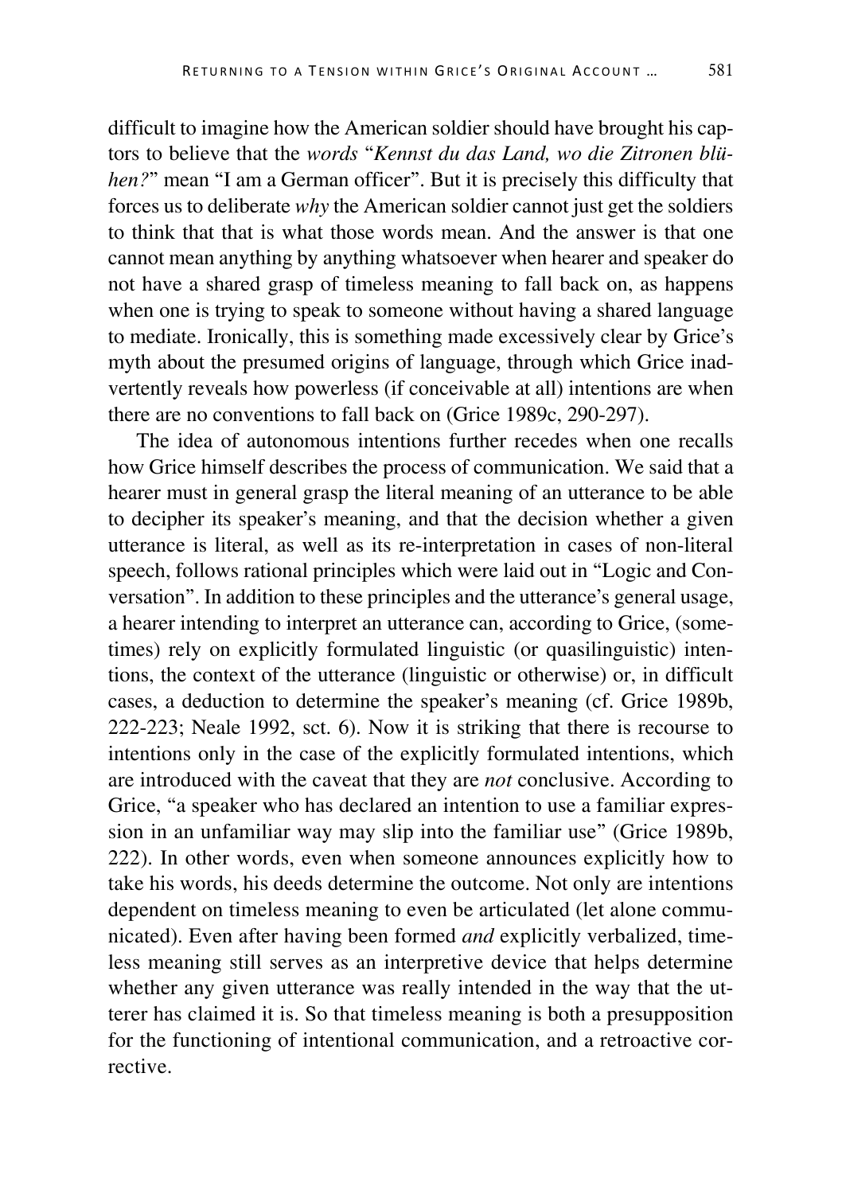difficult to imagine how the American soldier should have brought his captors to believe that the *words* "*Kennst du das Land, wo die Zitronen blühen?*" mean "I am a German officer". But it is precisely this difficulty that forces us to deliberate *why* the American soldier cannot just get the soldiers to think that that is what those words mean. And the answer is that one cannot mean anything by anything whatsoever when hearer and speaker do not have a shared grasp of timeless meaning to fall back on, as happens when one is trying to speak to someone without having a shared language to mediate. Ironically, this is something made excessively clear by Grice's myth about the presumed origins of language, through which Grice inadvertently reveals how powerless (if conceivable at all) intentions are when there are no conventions to fall back on (Grice 1989c, 290-297).

The idea of autonomous intentions further recedes when one recalls how Grice himself describes the process of communication. We said that a hearer must in general grasp the literal meaning of an utterance to be able to decipher its speaker's meaning, and that the decision whether a given utterance is literal, as well as its re-interpretation in cases of non-literal speech, follows rational principles which were laid out in "Logic and Conversation". In addition to these principles and the utterance's general usage, a hearer intending to interpret an utterance can, according to Grice, (sometimes) rely on explicitly formulated linguistic (or quasilinguistic) intentions, the context of the utterance (linguistic or otherwise) or, in difficult cases, a deduction to determine the speaker's meaning (cf. Grice 1989b, 222-223; Neale 1992, sct. 6). Now it is striking that there is recourse to intentions only in the case of the explicitly formulated intentions, which are introduced with the caveat that they are *not* conclusive. According to Grice, "a speaker who has declared an intention to use a familiar expression in an unfamiliar way may slip into the familiar use" (Grice 1989b, 222). In other words, even when someone announces explicitly how to take his words, his deeds determine the outcome. Not only are intentions dependent on timeless meaning to even be articulated (let alone communicated). Even after having been formed *and* explicitly verbalized, timeless meaning still serves as an interpretive device that helps determine whether any given utterance was really intended in the way that the utterer has claimed it is. So that timeless meaning is both a presupposition for the functioning of intentional communication, and a retroactive corrective.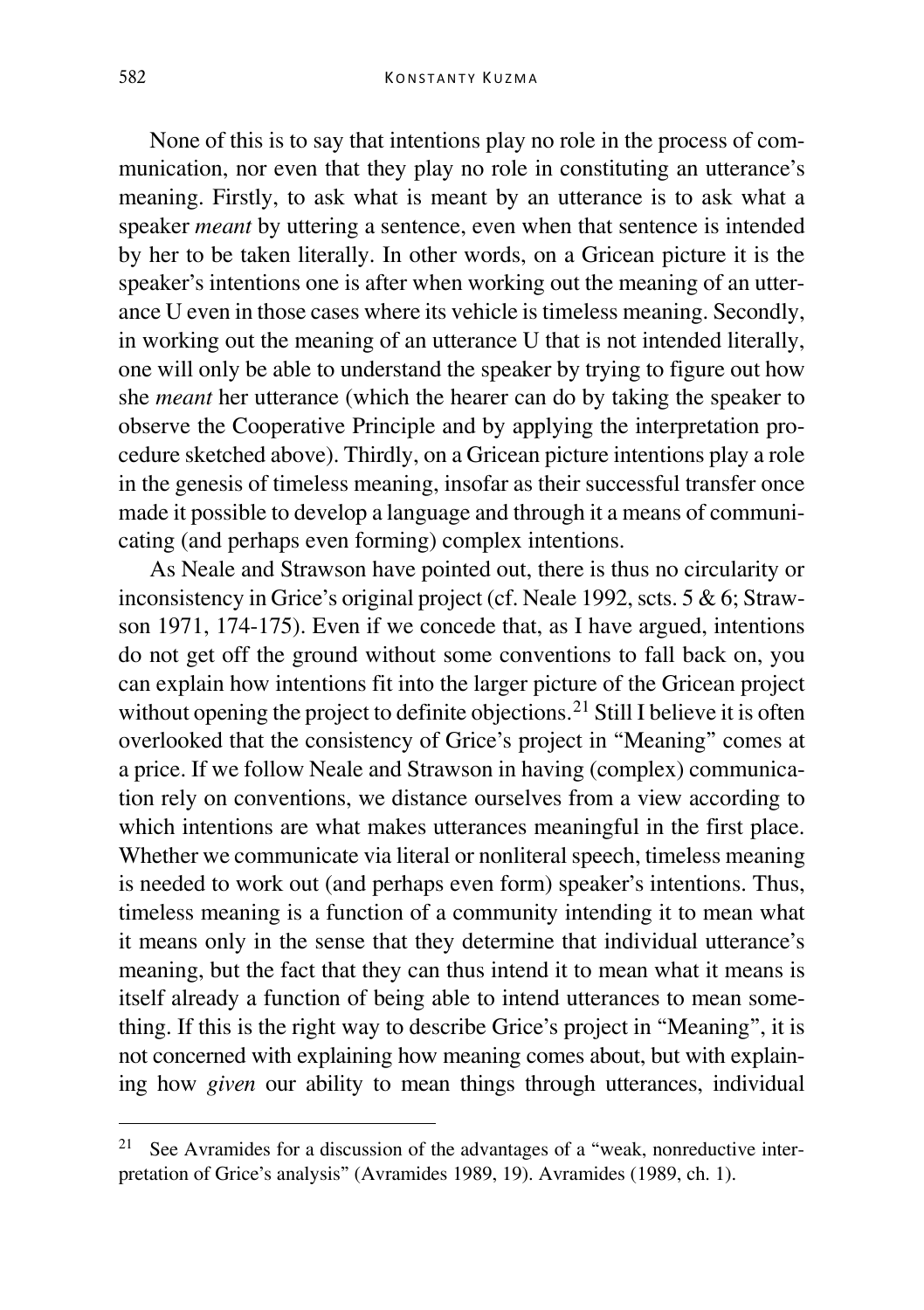None of this is to say that intentions play no role in the process of communication, nor even that they play no role in constituting an utterance's meaning. Firstly, to ask what is meant by an utterance is to ask what a speaker *meant* by uttering a sentence, even when that sentence is intended by her to be taken literally. In other words, on a Gricean picture it is the speaker's intentions one is after when working out the meaning of an utterance U even in those cases where its vehicle is timeless meaning. Secondly, in working out the meaning of an utterance U that is not intended literally, one will only be able to understand the speaker by trying to figure out how she *meant* her utterance (which the hearer can do by taking the speaker to observe the Cooperative Principle and by applying the interpretation procedure sketched above). Thirdly, on a Gricean picture intentions play a role in the genesis of timeless meaning, insofar as their successful transfer once made it possible to develop a language and through it a means of communicating (and perhaps even forming) complex intentions.

As Neale and Strawson have pointed out, there is thus no circularity or inconsistency in Grice's original project (cf. Neale 1992, scts. 5 & 6; Strawson 1971, 174-175). Even if we concede that, as I have argued, intentions do not get off the ground without some conventions to fall back on, you can explain how intentions fit into the larger picture of the Gricean project without opening the project to definite objections.[21] Still I believe it is often overlooked that the consistency of Grice's project in "Meaning" comes at a price. If we follow Neale and Strawson in having (complex) communication rely on conventions, we distance ourselves from a view according to which intentions are what makes utterances meaningful in the first place. Whether we communicate via literal or nonliteral speech, timeless meaning is needed to work out (and perhaps even form) speaker's intentions. Thus, timeless meaning is a function of a community intending it to mean what it means only in the sense that they determine that individual utterance's meaning, but the fact that they can thus intend it to mean what it means is itself already a function of being able to intend utterances to mean something. If this is the right way to describe Grice's project in "Meaning", it is not concerned with explaining how meaning comes about, but with explaining how *given* our ability to mean things through utterances, individual

[21] See Avramides for a discussion of the advantages of a "weak, nonreductive interpretation of Grice's analysis" (Avramides 1989, 19). Avramides (1989, ch. 1).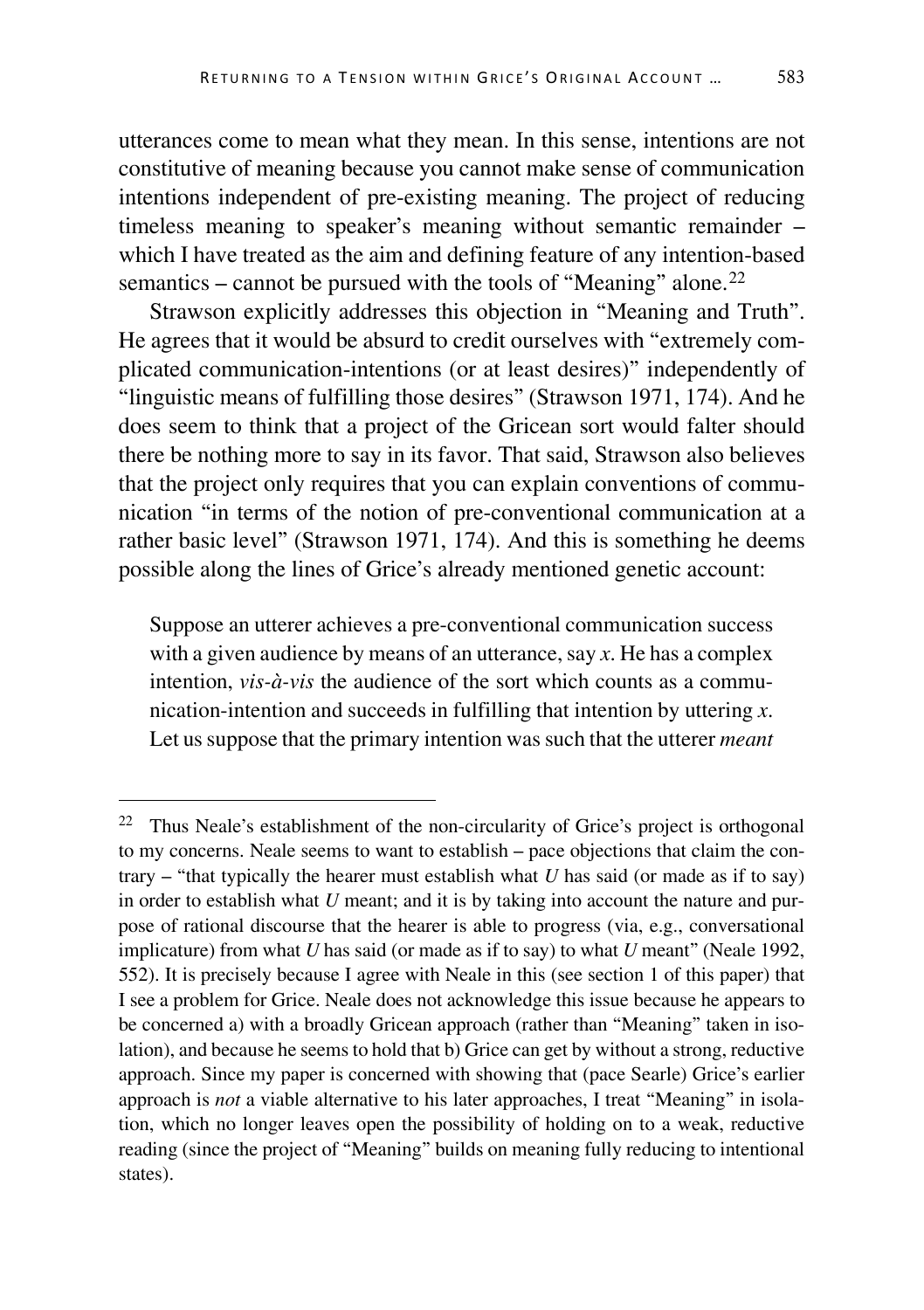utterances come to mean what they mean. In this sense, intentions are not constitutive of meaning because you cannot make sense of communication intentions independent of pre-existing meaning. The project of reducing timeless meaning to speaker's meaning without semantic remainder – which I have treated as the aim and defining feature of any intention-based semantics – cannot be pursued with the tools of "Meaning" alone.[22]

Strawson explicitly addresses this objection in "Meaning and Truth". He agrees that it would be absurd to credit ourselves with "extremely complicated communication-intentions (or at least desires)" independently of "linguistic means of fulfilling those desires" (Strawson 1971, 174). And he does seem to think that a project of the Gricean sort would falter should there be nothing more to say in its favor. That said, Strawson also believes that the project only requires that you can explain conventions of communication "in terms of the notion of pre-conventional communication at a rather basic level" (Strawson 1971, 174). And this is something he deems possible along the lines of Grice's already mentioned genetic account:

> Suppose an utterer achieves a pre-conventional communication success with a given audience by means of an utterance, say *x*. He has a complex intention, *vis-à-vis* the audience of the sort which counts as a communication-intention and succeeds in fulfilling that intention by uttering *x*. Let us suppose that the primary intention was such that the utterer *meant*

---

[22] Thus Neale's establishment of the non-circularity of Grice's project is orthogonal to my concerns. Neale seems to want to establish – pace objections that claim the contrary – "that typically the hearer must establish what *U* has said (or made as if to say) in order to establish what *U* meant; and it is by taking into account the nature and purpose of rational discourse that the hearer is able to progress (via, e.g., conversational implicature) from what *U* has said (or made as if to say) to what *U* meant" (Neale 1992, 552). It is precisely because I agree with Neale in this (see section 1 of this paper) that I see a problem for Grice. Neale does not acknowledge this issue because he appears to be concerned a) with a broadly Gricean approach (rather than "Meaning" taken in isolation), and because he seems to hold that b) Grice can get by without a strong, reductive approach. Since my paper is concerned with showing that (pace Searle) Grice's earlier approach is *not* a viable alternative to his later approaches, I treat "Meaning" in isolation, which no longer leaves open the possibility of holding on to a weak, reductive reading (since the project of "Meaning" builds on meaning fully reducing to intentional states).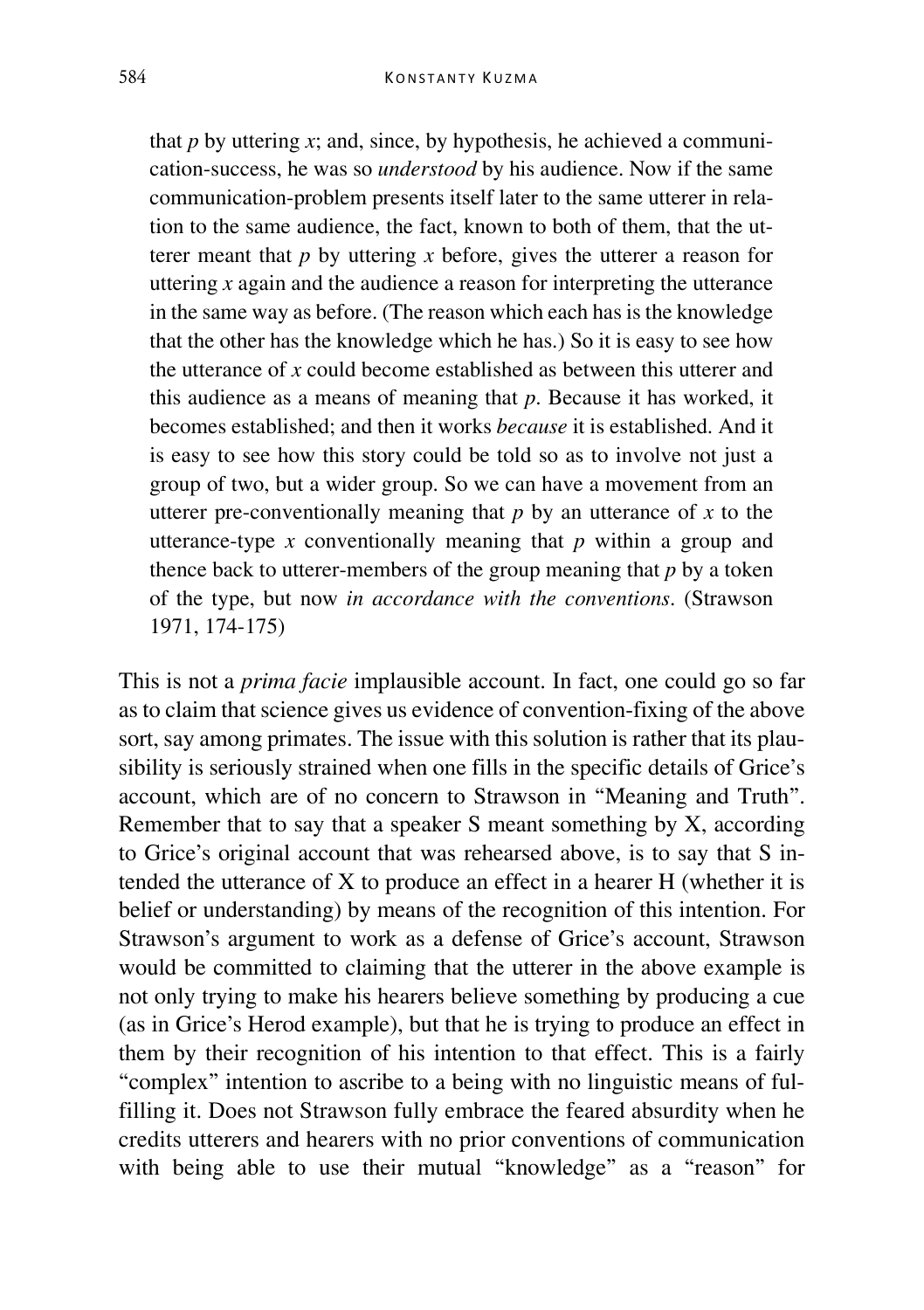> that *p* by uttering *x*; and, since, by hypothesis, he achieved a communication-success, he was so *understood* by his audience. Now if the same communication-problem presents itself later to the same utterer in relation to the same audience, the fact, known to both of them, that the utterer meant that *p* by uttering *x* before, gives the utterer a reason for uttering *x* again and the audience a reason for interpreting the utterance in the same way as before. (The reason which each has is the knowledge that the other has the knowledge which he has.) So it is easy to see how the utterance of *x* could become established as between this utterer and this audience as a means of meaning that *p*. Because it has worked, it becomes established; and then it works *because* it is established. And it is easy to see how this story could be told so as to involve not just a group of two, but a wider group. So we can have a movement from an utterer pre-conventionally meaning that *p* by an utterance of *x* to the utterance-type *x* conventionally meaning that *p* within a group and thence back to utterer-members of the group meaning that *p* by a token of the type, but now *in accordance with the conventions*. (Strawson 1971, 174-175)

This is not a *prima facie* implausible account. In fact, one could go so far as to claim that science gives us evidence of convention-fixing of the above sort, say among primates. The issue with this solution is rather that its plausibility is seriously strained when one fills in the specific details of Grice's account, which are of no concern to Strawson in "Meaning and Truth". Remember that to say that a speaker S meant something by X, according to Grice's original account that was rehearsed above, is to say that S intended the utterance of X to produce an effect in a hearer H (whether it is belief or understanding) by means of the recognition of this intention. For Strawson's argument to work as a defense of Grice's account, Strawson would be committed to claiming that the utterer in the above example is not only trying to make his hearers believe something by producing a cue (as in Grice's Herod example), but that he is trying to produce an effect in them by their recognition of his intention to that effect. This is a fairly "complex" intention to ascribe to a being with no linguistic means of fulfilling it. Does not Strawson fully embrace the feared absurdity when he credits utterers and hearers with no prior conventions of communication with being able to use their mutual "knowledge" as a "reason" for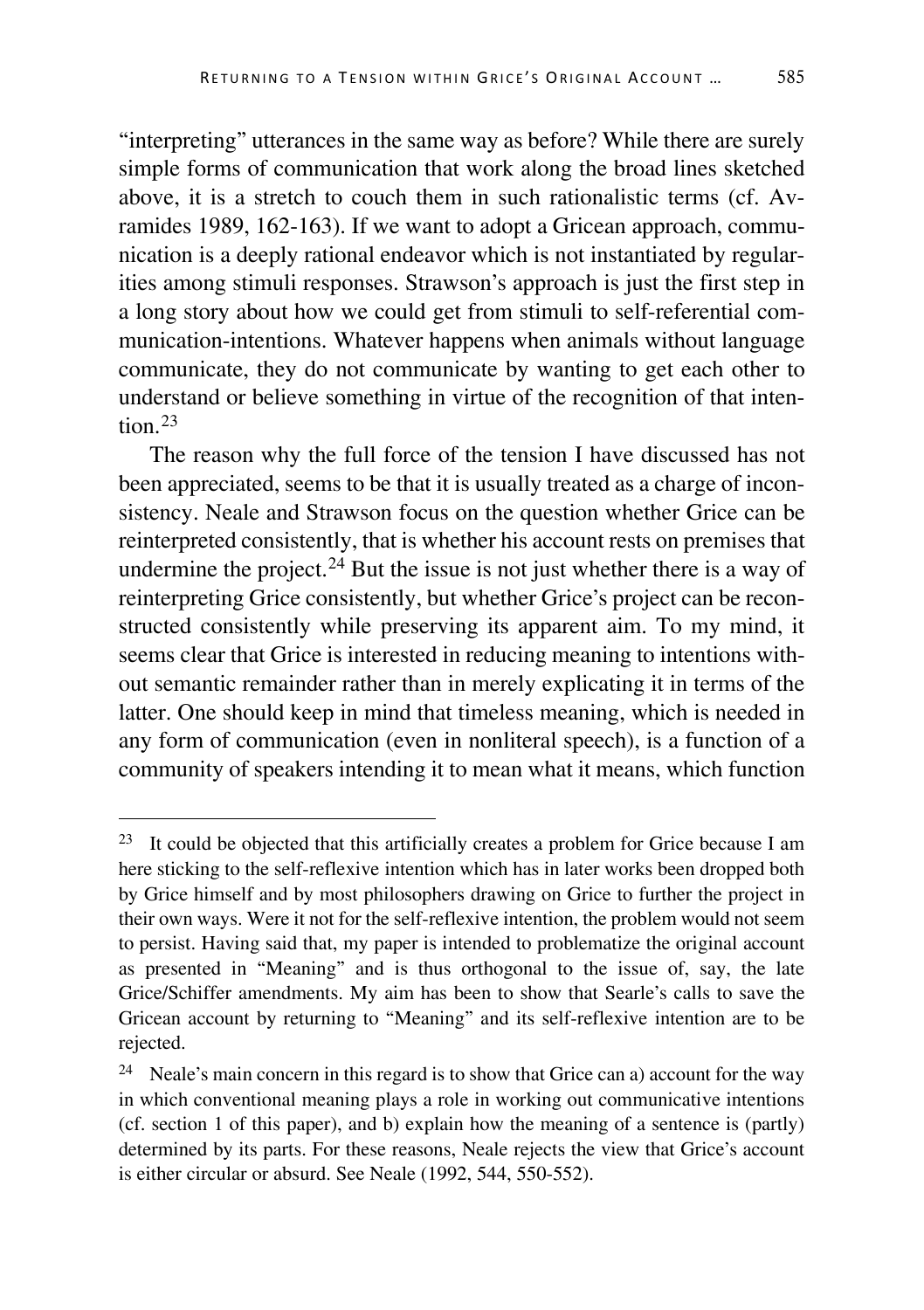"interpreting" utterances in the same way as before? While there are surely simple forms of communication that work along the broad lines sketched above, it is a stretch to couch them in such rationalistic terms (cf. Avramides 1989, 162-163). If we want to adopt a Gricean approach, communication is a deeply rational endeavor which is not instantiated by regularities among stimuli responses. Strawson's approach is just the first step in a long story about how we could get from stimuli to self-referential communication-intentions. Whatever happens when animals without language communicate, they do not communicate by wanting to get each other to understand or believe something in virtue of the recognition of that intention.[23]

The reason why the full force of the tension I have discussed has not been appreciated, seems to be that it is usually treated as a charge of inconsistency. Neale and Strawson focus on the question whether Grice can be reinterpreted consistently, that is whether his account rests on premises that undermine the project.[24] But the issue is not just whether there is a way of reinterpreting Grice consistently, but whether Grice's project can be reconstructed consistently while preserving its apparent aim. To my mind, it seems clear that Grice is interested in reducing meaning to intentions without semantic remainder rather than in merely explicating it in terms of the latter. One should keep in mind that timeless meaning, which is needed in any form of communication (even in nonliteral speech), is a function of a community of speakers intending it to mean what it means, which function

---

[23] It could be objected that this artificially creates a problem for Grice because I am here sticking to the self-reflexive intention which has in later works been dropped both by Grice himself and by most philosophers drawing on Grice to further the project in their own ways. Were it not for the self-reflexive intention, the problem would not seem to persist. Having said that, my paper is intended to problematize the original account as presented in "Meaning" and is thus orthogonal to the issue of, say, the late Grice/Schiffer amendments. My aim has been to show that Searle's calls to save the Gricean account by returning to "Meaning" and its self-reflexive intention are to be rejected.

[24] Neale's main concern in this regard is to show that Grice can a) account for the way in which conventional meaning plays a role in working out communicative intentions (cf. section 1 of this paper), and b) explain how the meaning of a sentence is (partly) determined by its parts. For these reasons, Neale rejects the view that Grice's account is either circular or absurd. See Neale (1992, 544, 550-552).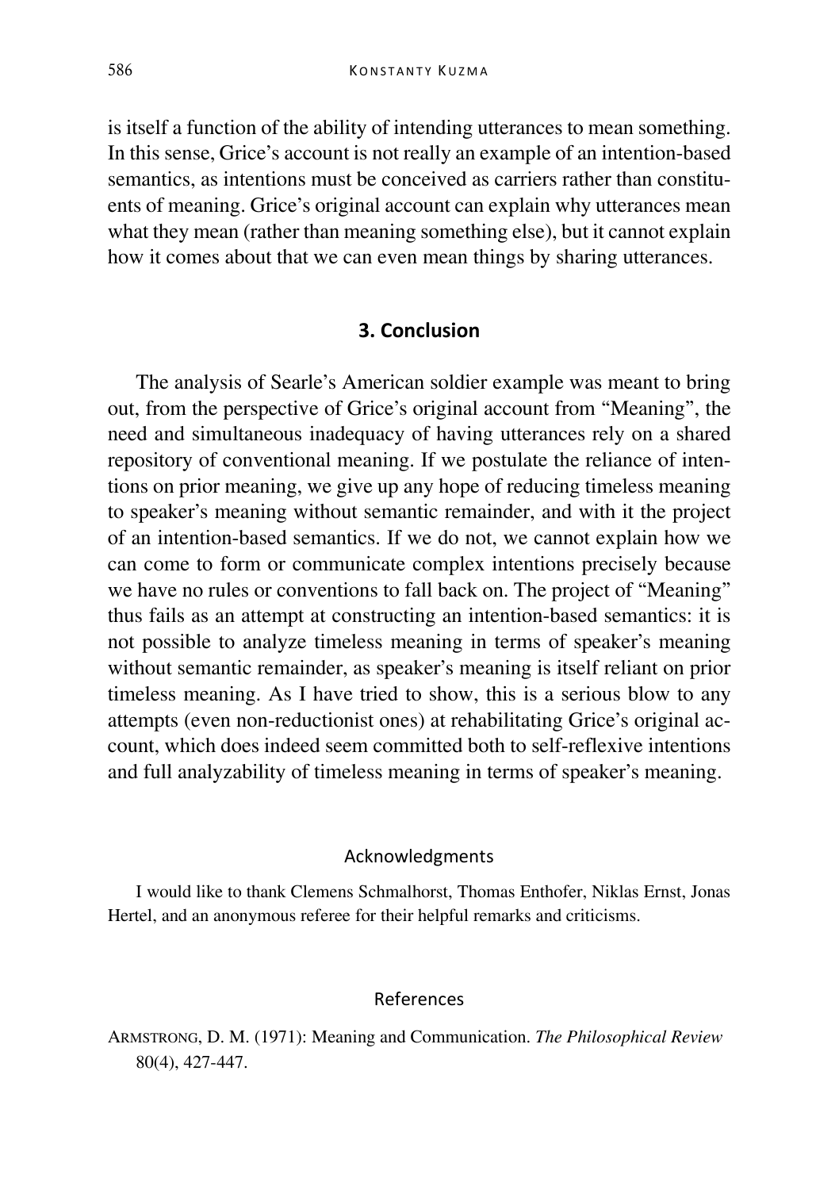is itself a function of the ability of intending utterances to mean something. In this sense, Grice's account is not really an example of an intention-based semantics, as intentions must be conceived as carriers rather than constituents of meaning. Grice's original account can explain why utterances mean what they mean (rather than meaning something else), but it cannot explain how it comes about that we can even mean things by sharing utterances.

## 3. Conclusion

The analysis of Searle's American soldier example was meant to bring out, from the perspective of Grice's original account from "Meaning", the need and simultaneous inadequacy of having utterances rely on a shared repository of conventional meaning. If we postulate the reliance of intentions on prior meaning, we give up any hope of reducing timeless meaning to speaker's meaning without semantic remainder, and with it the project of an intention-based semantics. If we do not, we cannot explain how we can come to form or communicate complex intentions precisely because we have no rules or conventions to fall back on. The project of "Meaning" thus fails as an attempt at constructing an intention-based semantics: it is not possible to analyze timeless meaning in terms of speaker's meaning without semantic remainder, as speaker's meaning is itself reliant on prior timeless meaning. As I have tried to show, this is a serious blow to any attempts (even non-reductionist ones) at rehabilitating Grice's original account, which does indeed seem committed both to self-reflexive intentions and full analyzability of timeless meaning in terms of speaker's meaning.

### Acknowledgments

I would like to thank Clemens Schmalhorst, Thomas Enthofer, Niklas Ernst, Jonas Hertel, and an anonymous referee for their helpful remarks and criticisms.

### References

ARMSTRONG, D. M. (1971): Meaning and Communication. *The Philosophical Review* 80(4), 427-447.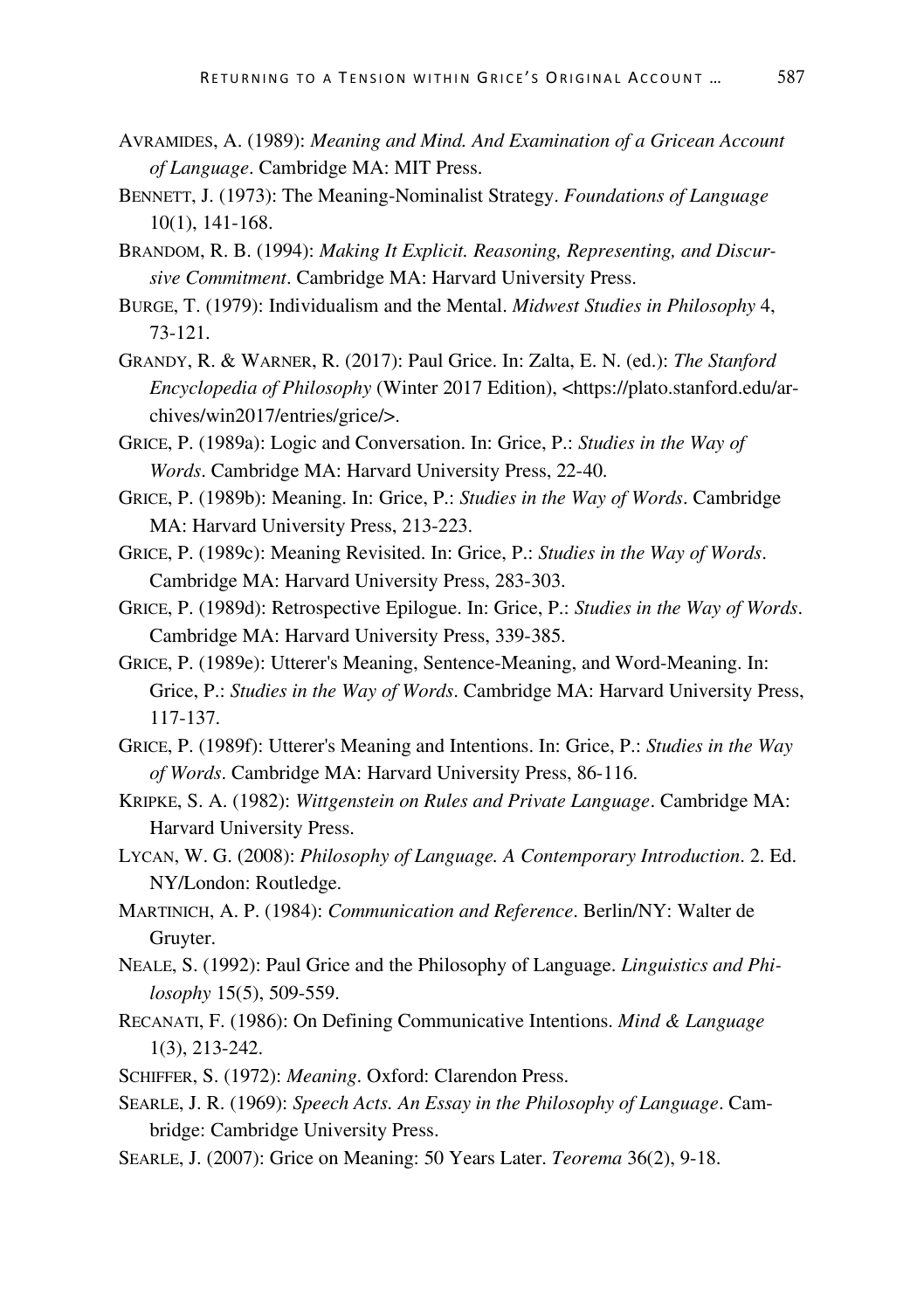AVRAMIDES, A. (1989): *Meaning and Mind. And Examination of a Gricean Account of Language*. Cambridge MA: MIT Press.

BENNETT, J. (1973): The Meaning-Nominalist Strategy. *Foundations of Language* 10(1), 141-168.

BRANDOM, R. B. (1994): *Making It Explicit. Reasoning, Representing, and Discursive Commitment*. Cambridge MA: Harvard University Press.

BURGE, T. (1979): Individualism and the Mental. *Midwest Studies in Philosophy* 4, 73-121.

GRANDY, R. & WARNER, R. (2017): Paul Grice. In: Zalta, E. N. (ed.): *The Stanford Encyclopedia of Philosophy* (Winter 2017 Edition), <https://plato.stanford.edu/archives/win2017/entries/grice/>.

GRICE, P. (1989a): Logic and Conversation. In: Grice, P.: *Studies in the Way of Words*. Cambridge MA: Harvard University Press, 22-40.

GRICE, P. (1989b): Meaning. In: Grice, P.: *Studies in the Way of Words*. Cambridge MA: Harvard University Press, 213-223.

GRICE, P. (1989c): Meaning Revisited. In: Grice, P.: *Studies in the Way of Words*. Cambridge MA: Harvard University Press, 283-303.

GRICE, P. (1989d): Retrospective Epilogue. In: Grice, P.: *Studies in the Way of Words*. Cambridge MA: Harvard University Press, 339-385.

GRICE, P. (1989e): Utterer's Meaning, Sentence-Meaning, and Word-Meaning. In: Grice, P.: *Studies in the Way of Words*. Cambridge MA: Harvard University Press, 117-137.

GRICE, P. (1989f): Utterer's Meaning and Intentions. In: Grice, P.: *Studies in the Way of Words*. Cambridge MA: Harvard University Press, 86-116.

KRIPKE, S. A. (1982): *Wittgenstein on Rules and Private Language*. Cambridge MA: Harvard University Press.

LYCAN, W. G. (2008): *Philosophy of Language. A Contemporary Introduction*. 2. Ed. NY/London: Routledge.

MARTINICH, A. P. (1984): *Communication and Reference*. Berlin/NY: Walter de Gruyter.

NEALE, S. (1992): Paul Grice and the Philosophy of Language. *Linguistics and Philosophy* 15(5), 509-559.

RECANATI, F. (1986): On Defining Communicative Intentions. *Mind & Language* 1(3), 213-242.

SCHIFFER, S. (1972): *Meaning*. Oxford: Clarendon Press.

SEARLE, J. R. (1969): *Speech Acts. An Essay in the Philosophy of Language*. Cambridge: Cambridge University Press.

SEARLE, J. (2007): Grice on Meaning: 50 Years Later. *Teorema* 36(2), 9-18.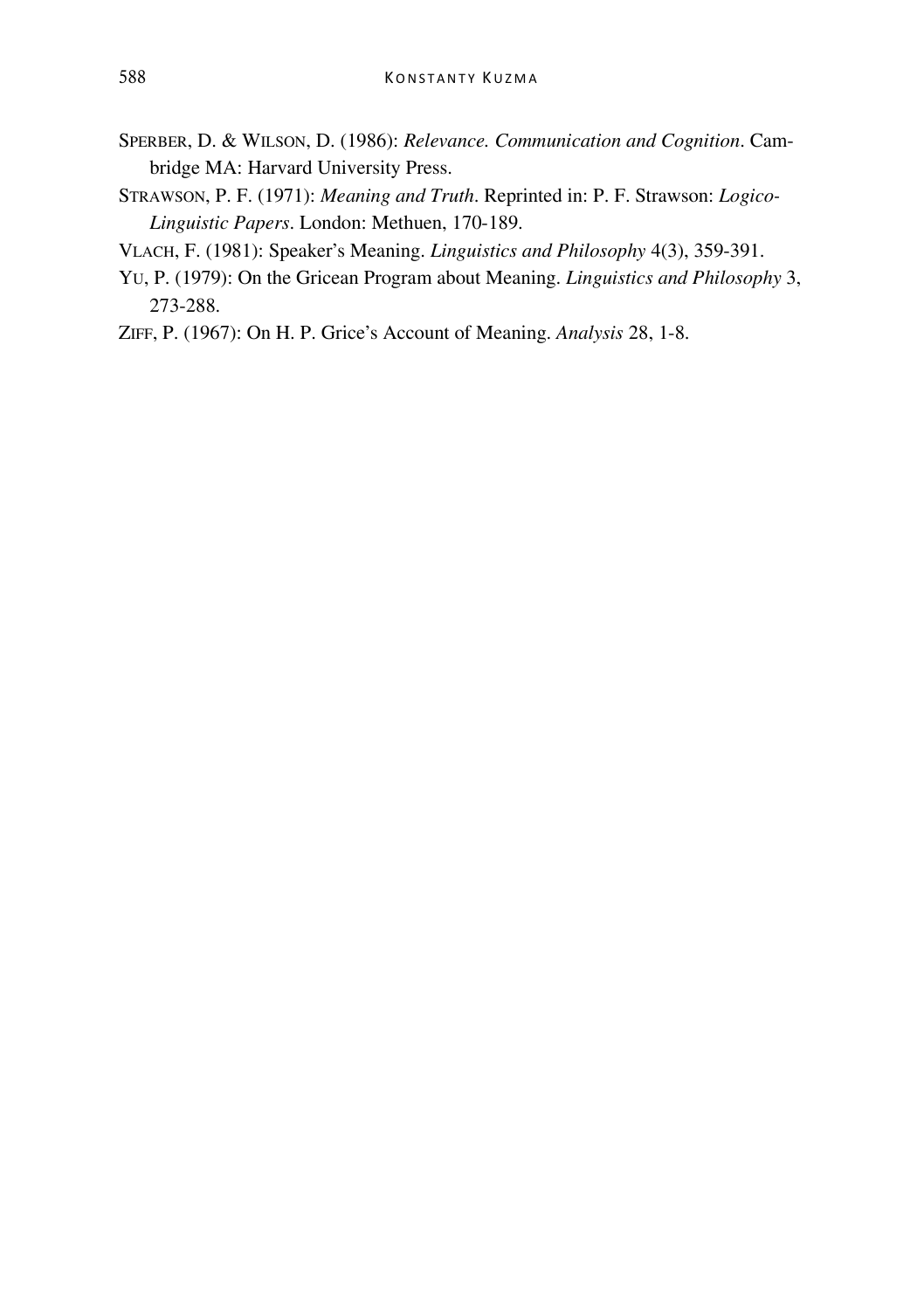SPERBER, D. & WILSON, D. (1986): *Relevance. Communication and Cognition*. Cambridge MA: Harvard University Press.

STRAWSON, P. F. (1971): *Meaning and Truth*. Reprinted in: P. F. Strawson: *Logico-Linguistic Papers*. London: Methuen, 170-189.

VLACH, F. (1981): Speaker's Meaning. *Linguistics and Philosophy* 4(3), 359-391.

YU, P. (1979): On the Gricean Program about Meaning. *Linguistics and Philosophy* 3, 273-288.

ZIFF, P. (1967): On H. P. Grice's Account of Meaning. *Analysis* 28, 1-8.